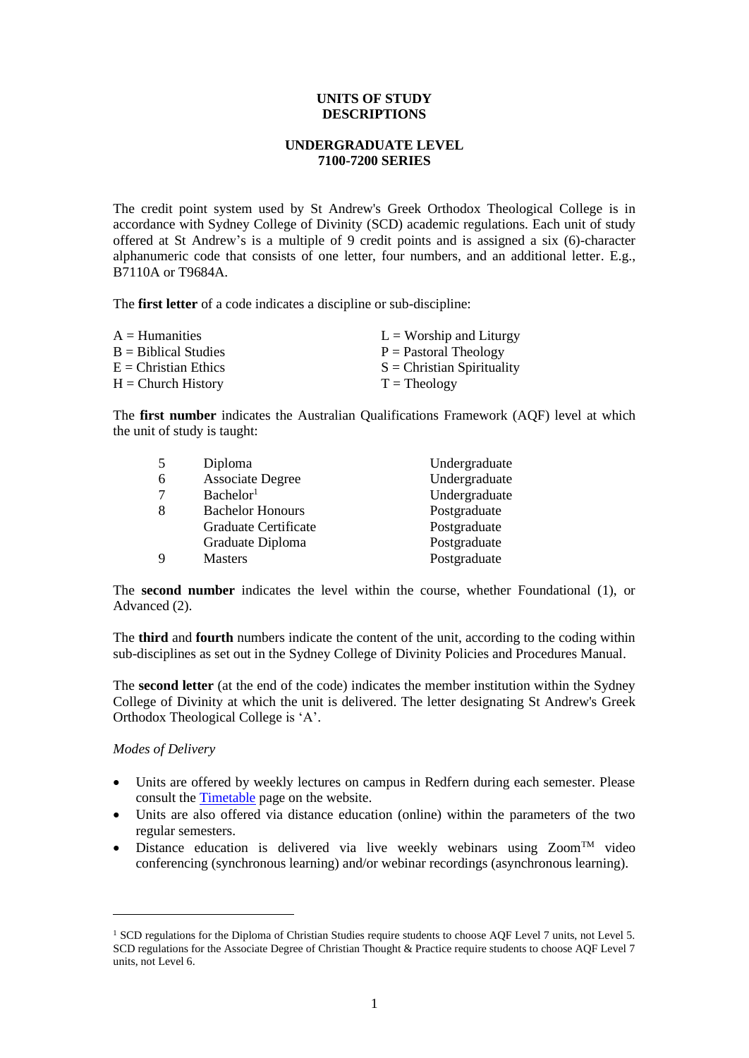# UNITS OF STUDY DESCRIPTIONS

## UNDERGRADUATE LEVEL 7100-7200 SERIES

The credit point system used by St Andrew's Greek Orthodox Theological College is in accordance with Sydney College of Divinity (SCD) academic regulations. Each unit of study offered at St Andrew's is a multiple of 9 credit points and is assigned a six (6)-character alphanumeric code that consists of one letter, four numbers, and an additional letter. E.g., B7110A or T9684A.

The **first letter** of a code indicates a discipline or sub-discipline:

| | |
|---|---|
| A = Humanities | L = Worship and Liturgy |
| B = Biblical Studies | P = Pastoral Theology |
| E = Christian Ethics | S = Christian Spirituality |
| H = Church History | T = Theology |

The **first number** indicates the Australian Qualifications Framework (AQF) level at which the unit of study is taught:

| | | |
|---|---|---|
| 5 | Diploma | Undergraduate |
| 6 | Associate Degree | Undergraduate |
| 7 | Bachelor[1] | Undergraduate |
| 8 | Bachelor Honours | Postgraduate |
| | Graduate Certificate | Postgraduate |
| | Graduate Diploma | Postgraduate |
| 9 | Masters | Postgraduate |

The **second number** indicates the level within the course, whether Foundational (1), or Advanced (2).

The **third** and **fourth** numbers indicate the content of the unit, according to the coding within sub-disciplines as set out in the Sydney College of Divinity Policies and Procedures Manual.

The **second letter** (at the end of the code) indicates the member institution within the Sydney College of Divinity at which the unit is delivered. The letter designating St Andrew's Greek Orthodox Theological College is 'A'.

*Modes of Delivery*

- Units are offered by weekly lectures on campus in Redfern during each semester. Please consult the Timetable page on the website.
- Units are also offered via distance education (online) within the parameters of the two regular semesters.
- Distance education is delivered via live weekly webinars using Zoom™ video conferencing (synchronous learning) and/or webinar recordings (asynchronous learning).

---

[1] SCD regulations for the Diploma of Christian Studies require students to choose AQF Level 7 units, not Level 5. SCD regulations for the Associate Degree of Christian Thought & Practice require students to choose AQF Level 7 units, not Level 6.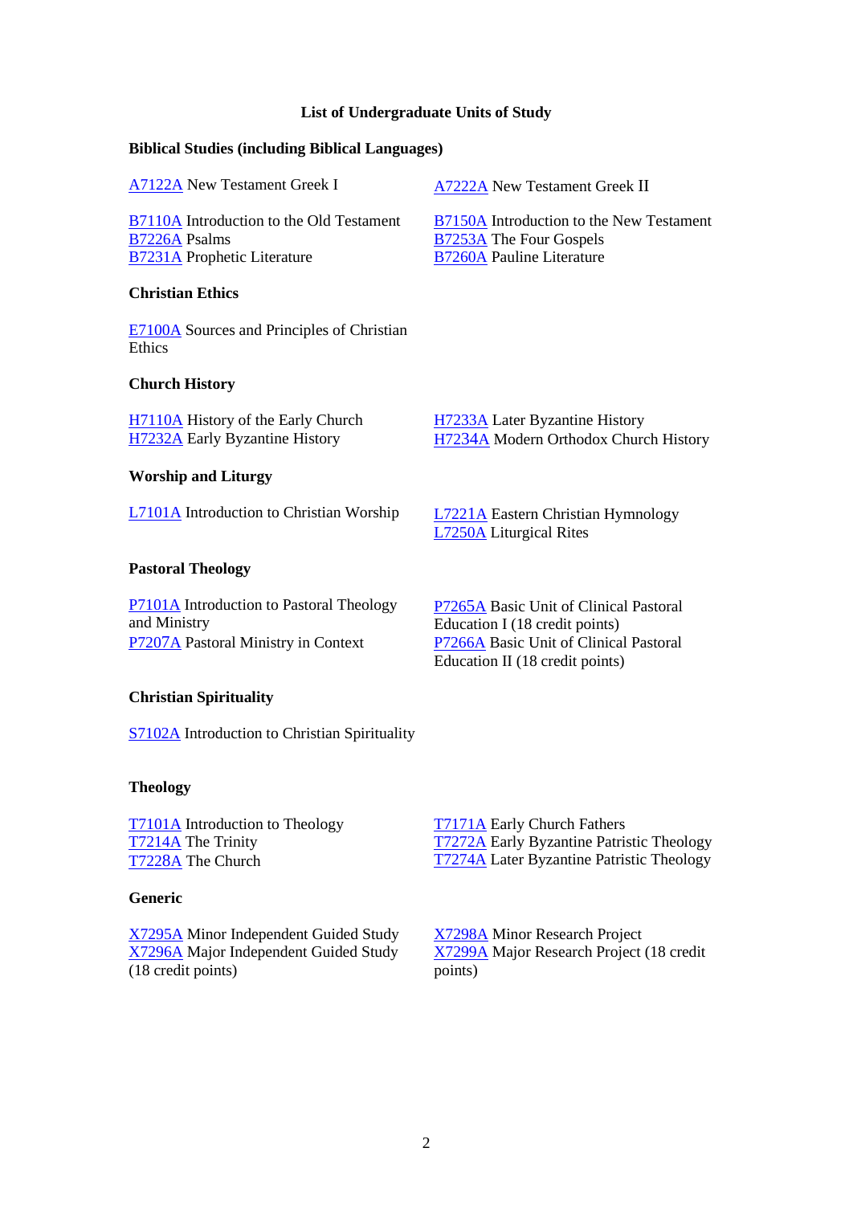## List of Undergraduate Units of Study

### Biblical Studies (including Biblical Languages)

A7122A New Testament Greek I

B7110A Introduction to the Old Testament
B7226A Psalms
B7231A Prophetic Literature

A7222A New Testament Greek II

B7150A Introduction to the New Testament
B7253A The Four Gospels
B7260A Pauline Literature

### Christian Ethics

E7100A Sources and Principles of Christian Ethics

### Church History

H7110A History of the Early Church
H7232A Early Byzantine History
H7233A Later Byzantine History
H7234A Modern Orthodox Church History

### Worship and Liturgy

L7101A Introduction to Christian Worship
L7221A Eastern Christian Hymnology
L7250A Liturgical Rites

### Pastoral Theology

P7101A Introduction to Pastoral Theology and Ministry
P7207A Pastoral Ministry in Context
P7265A Basic Unit of Clinical Pastoral Education I (18 credit points)
P7266A Basic Unit of Clinical Pastoral Education II (18 credit points)

### Christian Spirituality

S7102A Introduction to Christian Spirituality

### Theology

T7101A Introduction to Theology
T7214A The Trinity
T7228A The Church
T7171A Early Church Fathers
T7272A Early Byzantine Patristic Theology
T7274A Later Byzantine Patristic Theology

### Generic

X7295A Minor Independent Guided Study
X7296A Major Independent Guided Study (18 credit points)
X7298A Minor Research Project
X7299A Major Research Project (18 credit points)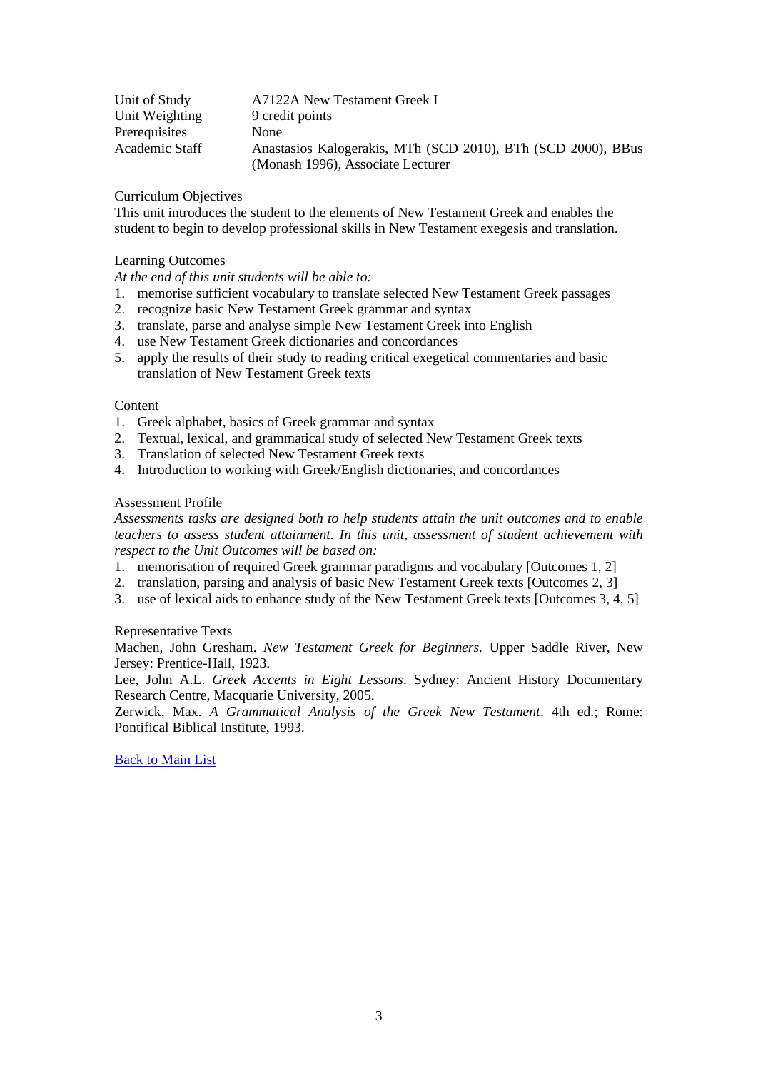| | |
|---|---|
| Unit of Study | A7122A New Testament Greek I |
| Unit Weighting | 9 credit points |
| Prerequisites | None |
| Academic Staff | Anastasios Kalogerakis, MTh (SCD 2010), BTh (SCD 2000), BBus (Monash 1996), Associate Lecturer |

Curriculum Objectives

This unit introduces the student to the elements of New Testament Greek and enables the student to begin to develop professional skills in New Testament exegesis and translation.

Learning Outcomes

*At the end of this unit students will be able to:*

1. memorise sufficient vocabulary to translate selected New Testament Greek passages
2. recognize basic New Testament Greek grammar and syntax
3. translate, parse and analyse simple New Testament Greek into English
4. use New Testament Greek dictionaries and concordances
5. apply the results of their study to reading critical exegetical commentaries and basic translation of New Testament Greek texts

Content

1. Greek alphabet, basics of Greek grammar and syntax
2. Textual, lexical, and grammatical study of selected New Testament Greek texts
3. Translation of selected New Testament Greek texts
4. Introduction to working with Greek/English dictionaries, and concordances

Assessment Profile

*Assessments tasks are designed both to help students attain the unit outcomes and to enable teachers to assess student attainment. In this unit, assessment of student achievement with respect to the Unit Outcomes will be based on:*

1. memorisation of required Greek grammar paradigms and vocabulary [Outcomes 1, 2]
2. translation, parsing and analysis of basic New Testament Greek texts [Outcomes 2, 3]
3. use of lexical aids to enhance study of the New Testament Greek texts [Outcomes 3, 4, 5]

Representative Texts

Machen, John Gresham. *New Testament Greek for Beginners*. Upper Saddle River, New Jersey: Prentice-Hall, 1923.

Lee, John A.L. *Greek Accents in Eight Lessons*. Sydney: Ancient History Documentary Research Centre, Macquarie University, 2005.

Zerwick, Max. *A Grammatical Analysis of the Greek New Testament*. 4th ed.; Rome: Pontifical Biblical Institute, 1993.

Back to Main List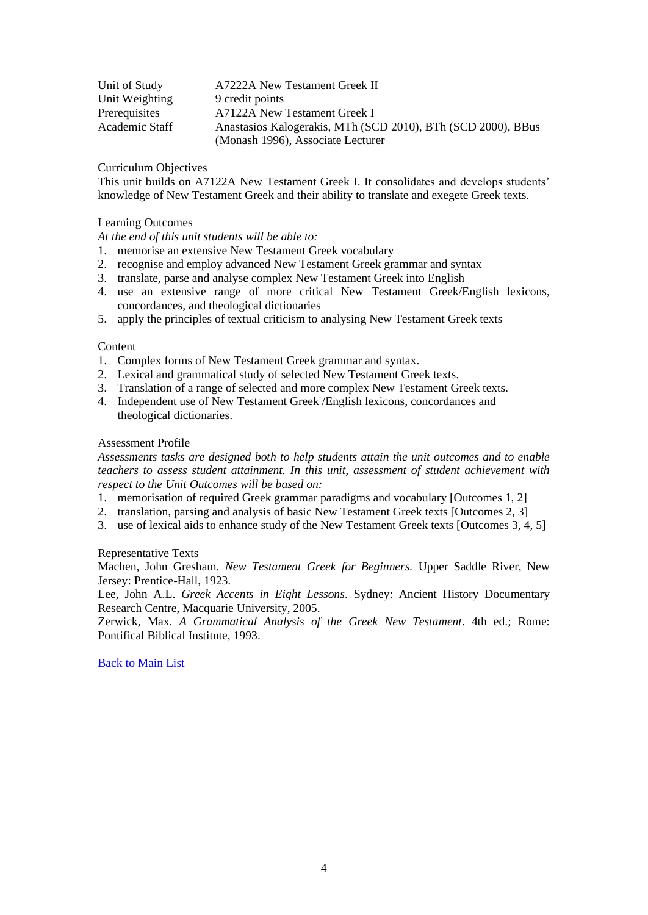| | |
|---|---|
| Unit of Study | A7222A New Testament Greek II |
| Unit Weighting | 9 credit points |
| Prerequisites | A7122A New Testament Greek I |
| Academic Staff | Anastasios Kalogerakis, MTh (SCD 2010), BTh (SCD 2000), BBus (Monash 1996), Associate Lecturer |

Curriculum Objectives

This unit builds on A7122A New Testament Greek I. It consolidates and develops students' knowledge of New Testament Greek and their ability to translate and exegete Greek texts.

Learning Outcomes

*At the end of this unit students will be able to:*

1. memorise an extensive New Testament Greek vocabulary
2. recognise and employ advanced New Testament Greek grammar and syntax
3. translate, parse and analyse complex New Testament Greek into English
4. use an extensive range of more critical New Testament Greek/English lexicons, concordances, and theological dictionaries
5. apply the principles of textual criticism to analysing New Testament Greek texts

Content

1. Complex forms of New Testament Greek grammar and syntax.
2. Lexical and grammatical study of selected New Testament Greek texts.
3. Translation of a range of selected and more complex New Testament Greek texts.
4. Independent use of New Testament Greek /English lexicons, concordances and theological dictionaries.

Assessment Profile

*Assessments tasks are designed both to help students attain the unit outcomes and to enable teachers to assess student attainment. In this unit, assessment of student achievement with respect to the Unit Outcomes will be based on:*

1. memorisation of required Greek grammar paradigms and vocabulary [Outcomes 1, 2]
2. translation, parsing and analysis of basic New Testament Greek texts [Outcomes 2, 3]
3. use of lexical aids to enhance study of the New Testament Greek texts [Outcomes 3, 4, 5]

Representative Texts

Machen, John Gresham. *New Testament Greek for Beginners.* Upper Saddle River, New Jersey: Prentice-Hall, 1923.

Lee, John A.L. *Greek Accents in Eight Lessons*. Sydney: Ancient History Documentary Research Centre, Macquarie University, 2005.

Zerwick, Max. *A Grammatical Analysis of the Greek New Testament*. 4th ed.; Rome: Pontifical Biblical Institute, 1993.

Back to Main List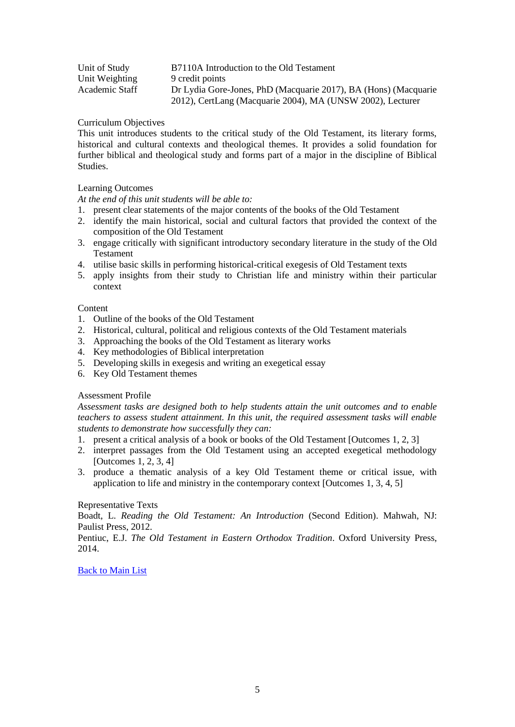| | |
|---|---|
| Unit of Study | B7110A Introduction to the Old Testament |
| Unit Weighting | 9 credit points |
| Academic Staff | Dr Lydia Gore-Jones, PhD (Macquarie 2017), BA (Hons) (Macquarie 2012), CertLang (Macquarie 2004), MA (UNSW 2002), Lecturer |

Curriculum Objectives

This unit introduces students to the critical study of the Old Testament, its literary forms, historical and cultural contexts and theological themes. It provides a solid foundation for further biblical and theological study and forms part of a major in the discipline of Biblical Studies.

Learning Outcomes

*At the end of this unit students will be able to:*

1. present clear statements of the major contents of the books of the Old Testament
2. identify the main historical, social and cultural factors that provided the context of the composition of the Old Testament
3. engage critically with significant introductory secondary literature in the study of the Old Testament
4. utilise basic skills in performing historical-critical exegesis of Old Testament texts
5. apply insights from their study to Christian life and ministry within their particular context

Content

1. Outline of the books of the Old Testament
2. Historical, cultural, political and religious contexts of the Old Testament materials
3. Approaching the books of the Old Testament as literary works
4. Key methodologies of Biblical interpretation
5. Developing skills in exegesis and writing an exegetical essay
6. Key Old Testament themes

Assessment Profile

*Assessment tasks are designed both to help students attain the unit outcomes and to enable teachers to assess student attainment. In this unit, the required assessment tasks will enable students to demonstrate how successfully they can:*

1. present a critical analysis of a book or books of the Old Testament [Outcomes 1, 2, 3]
2. interpret passages from the Old Testament using an accepted exegetical methodology [Outcomes 1, 2, 3, 4]
3. produce a thematic analysis of a key Old Testament theme or critical issue, with application to life and ministry in the contemporary context [Outcomes 1, 3, 4, 5]

Representative Texts

Boadt, L. *Reading the Old Testament: An Introduction* (Second Edition). Mahwah, NJ: Paulist Press, 2012.

Pentiuc, E.J. *The Old Testament in Eastern Orthodox Tradition*. Oxford University Press, 2014.

Back to Main List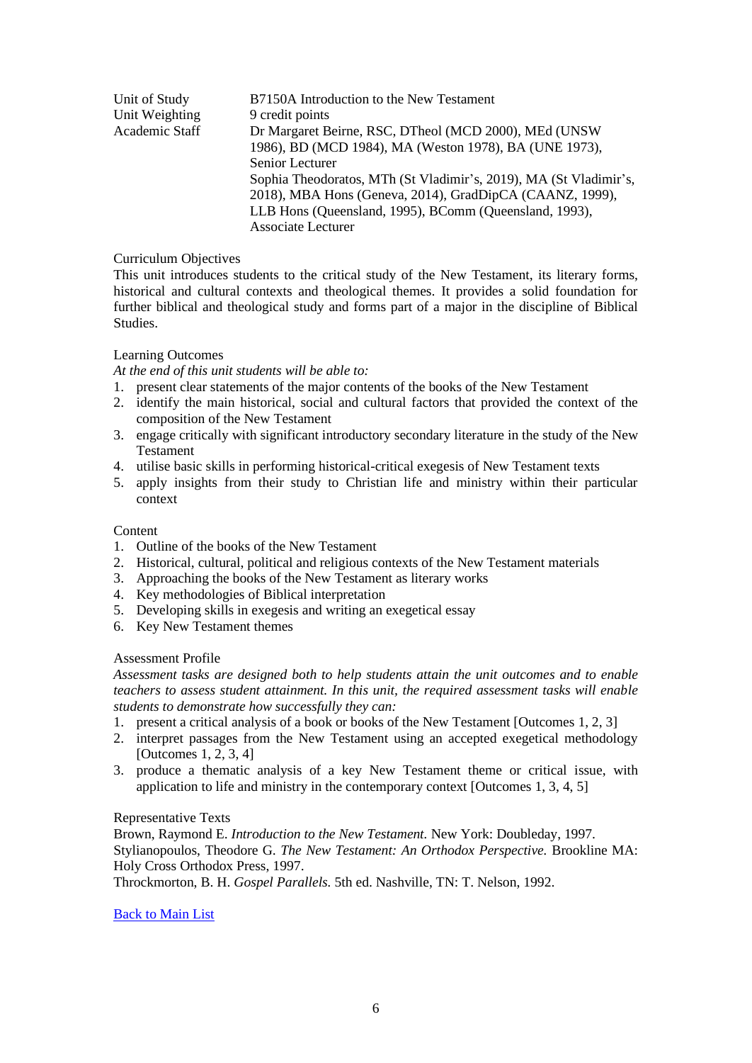| | |
|---|---|
| Unit of Study | B7150A Introduction to the New Testament |
| Unit Weighting | 9 credit points |
| Academic Staff | Dr Margaret Beirne, RSC, DTheol (MCD 2000), MEd (UNSW 1986), BD (MCD 1984), MA (Weston 1978), BA (UNE 1973), Senior Lecturer<br>Sophia Theodoratos, MTh (St Vladimir's, 2019), MA (St Vladimir's, 2018), MBA Hons (Geneva, 2014), GradDipCA (CAANZ, 1999), LLB Hons (Queensland, 1995), BComm (Queensland, 1993), Associate Lecturer |

Curriculum Objectives

This unit introduces students to the critical study of the New Testament, its literary forms, historical and cultural contexts and theological themes. It provides a solid foundation for further biblical and theological study and forms part of a major in the discipline of Biblical Studies.

Learning Outcomes

*At the end of this unit students will be able to:*

1. present clear statements of the major contents of the books of the New Testament
2. identify the main historical, social and cultural factors that provided the context of the composition of the New Testament
3. engage critically with significant introductory secondary literature in the study of the New Testament
4. utilise basic skills in performing historical-critical exegesis of New Testament texts
5. apply insights from their study to Christian life and ministry within their particular context

Content

1. Outline of the books of the New Testament
2. Historical, cultural, political and religious contexts of the New Testament materials
3. Approaching the books of the New Testament as literary works
4. Key methodologies of Biblical interpretation
5. Developing skills in exegesis and writing an exegetical essay
6. Key New Testament themes

Assessment Profile

*Assessment tasks are designed both to help students attain the unit outcomes and to enable teachers to assess student attainment. In this unit, the required assessment tasks will enable students to demonstrate how successfully they can:*

1. present a critical analysis of a book or books of the New Testament [Outcomes 1, 2, 3]
2. interpret passages from the New Testament using an accepted exegetical methodology [Outcomes 1, 2, 3, 4]
3. produce a thematic analysis of a key New Testament theme or critical issue, with application to life and ministry in the contemporary context [Outcomes 1, 3, 4, 5]

Representative Texts

Brown, Raymond E. *Introduction to the New Testament.* New York: Doubleday, 1997.

Stylianopoulos, Theodore G. *The New Testament: An Orthodox Perspective.* Brookline MA: Holy Cross Orthodox Press, 1997.

Throckmorton, B. H. *Gospel Parallels.* 5th ed. Nashville, TN: T. Nelson, 1992.

Back to Main List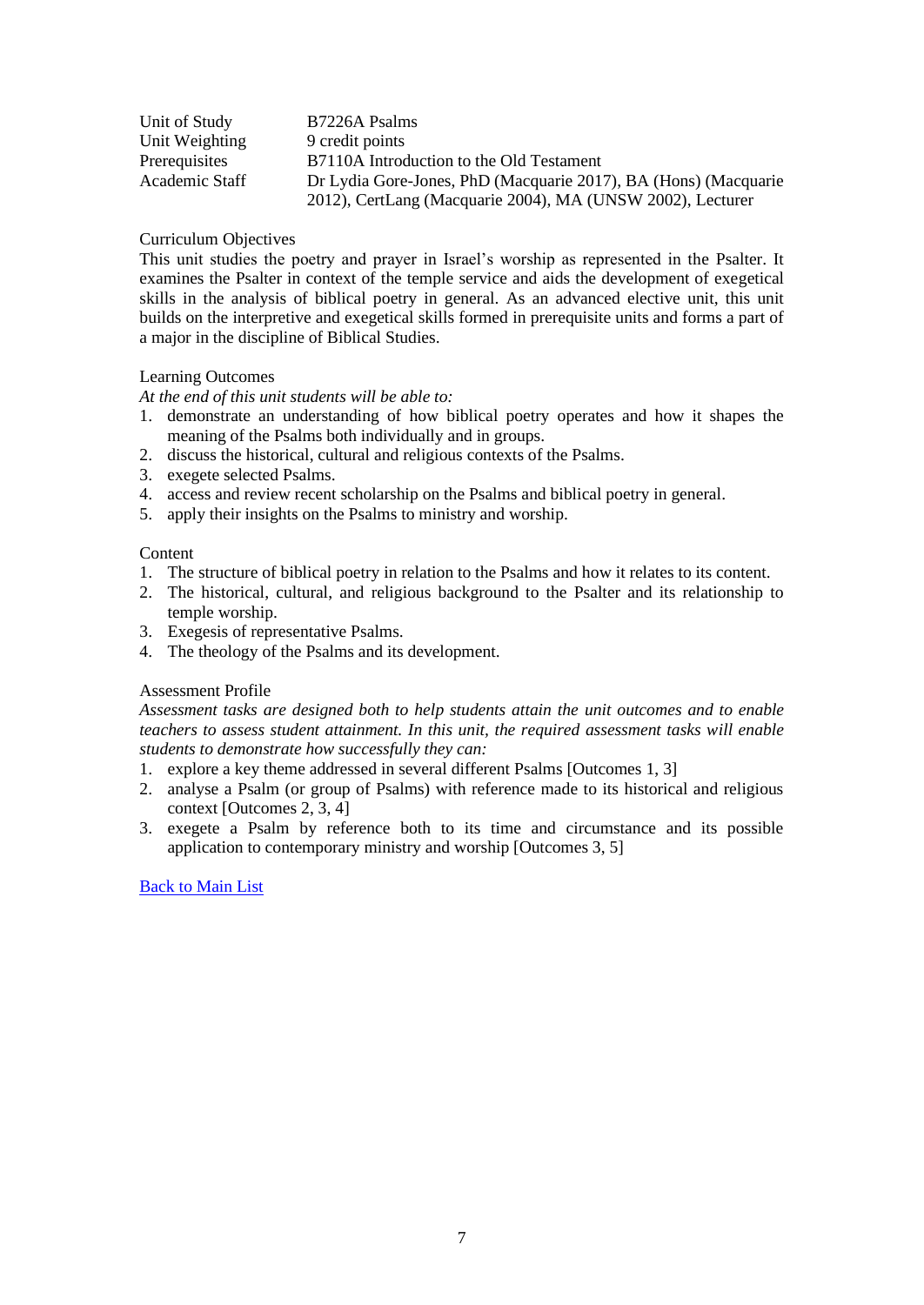| | |
|---|---|
| Unit of Study | B7226A Psalms |
| Unit Weighting | 9 credit points |
| Prerequisites | B7110A Introduction to the Old Testament |
| Academic Staff | Dr Lydia Gore-Jones, PhD (Macquarie 2017), BA (Hons) (Macquarie 2012), CertLang (Macquarie 2004), MA (UNSW 2002), Lecturer |

## Curriculum Objectives

This unit studies the poetry and prayer in Israel's worship as represented in the Psalter. It examines the Psalter in context of the temple service and aids the development of exegetical skills in the analysis of biblical poetry in general. As an advanced elective unit, this unit builds on the interpretive and exegetical skills formed in prerequisite units and forms a part of a major in the discipline of Biblical Studies.

## Learning Outcomes

*At the end of this unit students will be able to:*

1. demonstrate an understanding of how biblical poetry operates and how it shapes the meaning of the Psalms both individually and in groups.
2. discuss the historical, cultural and religious contexts of the Psalms.
3. exegete selected Psalms.
4. access and review recent scholarship on the Psalms and biblical poetry in general.
5. apply their insights on the Psalms to ministry and worship.

## Content

1. The structure of biblical poetry in relation to the Psalms and how it relates to its content.
2. The historical, cultural, and religious background to the Psalter and its relationship to temple worship.
3. Exegesis of representative Psalms.
4. The theology of the Psalms and its development.

## Assessment Profile

*Assessment tasks are designed both to help students attain the unit outcomes and to enable teachers to assess student attainment. In this unit, the required assessment tasks will enable students to demonstrate how successfully they can:*

1. explore a key theme addressed in several different Psalms [Outcomes 1, 3]
2. analyse a Psalm (or group of Psalms) with reference made to its historical and religious context [Outcomes 2, 3, 4]
3. exegete a Psalm by reference both to its time and circumstance and its possible application to contemporary ministry and worship [Outcomes 3, 5]

Back to Main List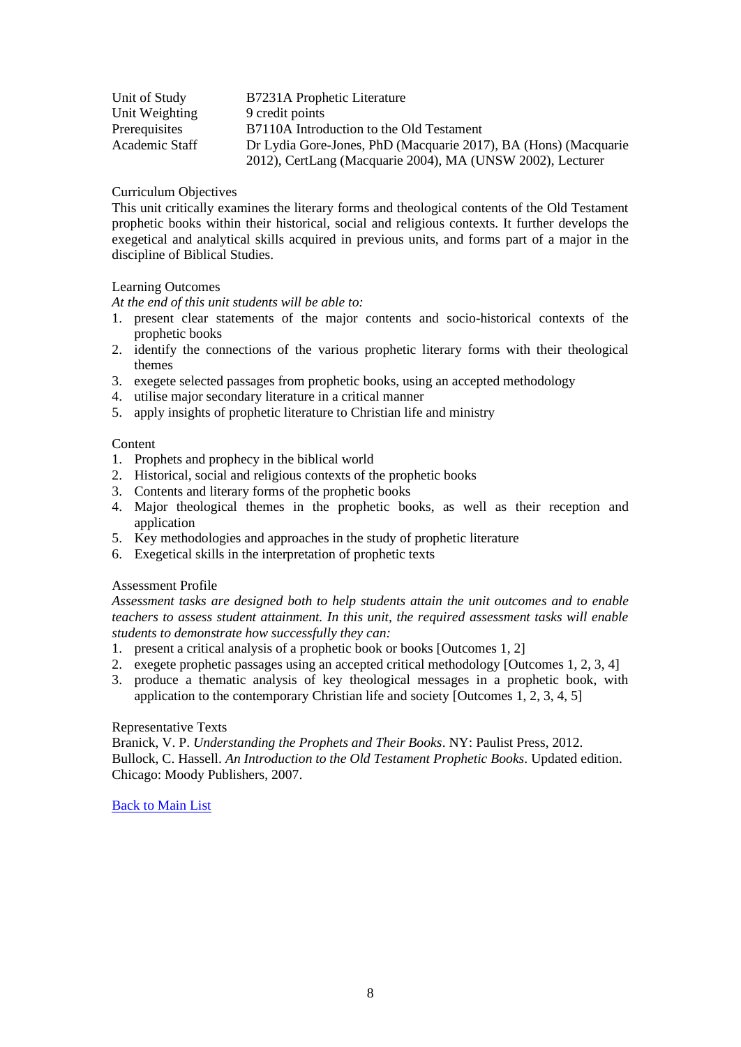| | |
|---|---|
| Unit of Study | B7231A Prophetic Literature |
| Unit Weighting | 9 credit points |
| Prerequisites | B7110A Introduction to the Old Testament |
| Academic Staff | Dr Lydia Gore-Jones, PhD (Macquarie 2017), BA (Hons) (Macquarie 2012), CertLang (Macquarie 2004), MA (UNSW 2002), Lecturer |

Curriculum Objectives

This unit critically examines the literary forms and theological contents of the Old Testament prophetic books within their historical, social and religious contexts. It further develops the exegetical and analytical skills acquired in previous units, and forms part of a major in the discipline of Biblical Studies.

Learning Outcomes

*At the end of this unit students will be able to:*

1. present clear statements of the major contents and socio-historical contexts of the prophetic books
2. identify the connections of the various prophetic literary forms with their theological themes
3. exegete selected passages from prophetic books, using an accepted methodology
4. utilise major secondary literature in a critical manner
5. apply insights of prophetic literature to Christian life and ministry

Content

1. Prophets and prophecy in the biblical world
2. Historical, social and religious contexts of the prophetic books
3. Contents and literary forms of the prophetic books
4. Major theological themes in the prophetic books, as well as their reception and application
5. Key methodologies and approaches in the study of prophetic literature
6. Exegetical skills in the interpretation of prophetic texts

Assessment Profile

*Assessment tasks are designed both to help students attain the unit outcomes and to enable teachers to assess student attainment. In this unit, the required assessment tasks will enable students to demonstrate how successfully they can:*

1. present a critical analysis of a prophetic book or books [Outcomes 1, 2]
2. exegete prophetic passages using an accepted critical methodology [Outcomes 1, 2, 3, 4]
3. produce a thematic analysis of key theological messages in a prophetic book, with application to the contemporary Christian life and society [Outcomes 1, 2, 3, 4, 5]

Representative Texts

Branick, V. P. *Understanding the Prophets and Their Books*. NY: Paulist Press, 2012.
Bullock, C. Hassell. *An Introduction to the Old Testament Prophetic Books*. Updated edition. Chicago: Moody Publishers, 2007.

Back to Main List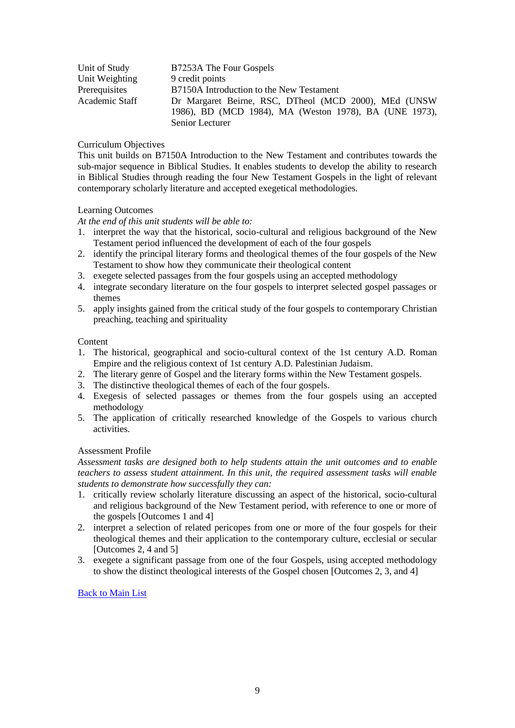| | |
|---|---|
| Unit of Study | B7253A The Four Gospels |
| Unit Weighting | 9 credit points |
| Prerequisites | B7150A Introduction to the New Testament |
| Academic Staff | Dr Margaret Beirne, RSC, DTheol (MCD 2000), MEd (UNSW 1986), BD (MCD 1984), MA (Weston 1978), BA (UNE 1973), Senior Lecturer |

Curriculum Objectives

This unit builds on B7150A Introduction to the New Testament and contributes towards the sub-major sequence in Biblical Studies. It enables students to develop the ability to research in Biblical Studies through reading the four New Testament Gospels in the light of relevant contemporary scholarly literature and accepted exegetical methodologies.

Learning Outcomes

*At the end of this unit students will be able to:*

1. interpret the way that the historical, socio-cultural and religious background of the New Testament period influenced the development of each of the four gospels
2. identify the principal literary forms and theological themes of the four gospels of the New Testament to show how they communicate their theological content
3. exegete selected passages from the four gospels using an accepted methodology
4. integrate secondary literature on the four gospels to interpret selected gospel passages or themes
5. apply insights gained from the critical study of the four gospels to contemporary Christian preaching, teaching and spirituality

Content

1. The historical, geographical and socio-cultural context of the 1st century A.D. Roman Empire and the religious context of 1st century A.D. Palestinian Judaism.
2. The literary genre of Gospel and the literary forms within the New Testament gospels.
3. The distinctive theological themes of each of the four gospels.
4. Exegesis of selected passages or themes from the four gospels using an accepted methodology
5. The application of critically researched knowledge of the Gospels to various church activities.

Assessment Profile

*Assessment tasks are designed both to help students attain the unit outcomes and to enable teachers to assess student attainment. In this unit, the required assessment tasks will enable students to demonstrate how successfully they can:*

1. critically review scholarly literature discussing an aspect of the historical, socio-cultural and religious background of the New Testament period, with reference to one or more of the gospels [Outcomes 1 and 4]
2. interpret a selection of related pericopes from one or more of the four gospels for their theological themes and their application to the contemporary culture, ecclesial or secular [Outcomes 2, 4 and 5]
3. exegete a significant passage from one of the four Gospels, using accepted methodology to show the distinct theological interests of the Gospel chosen [Outcomes 2, 3, and 4]

Back to Main List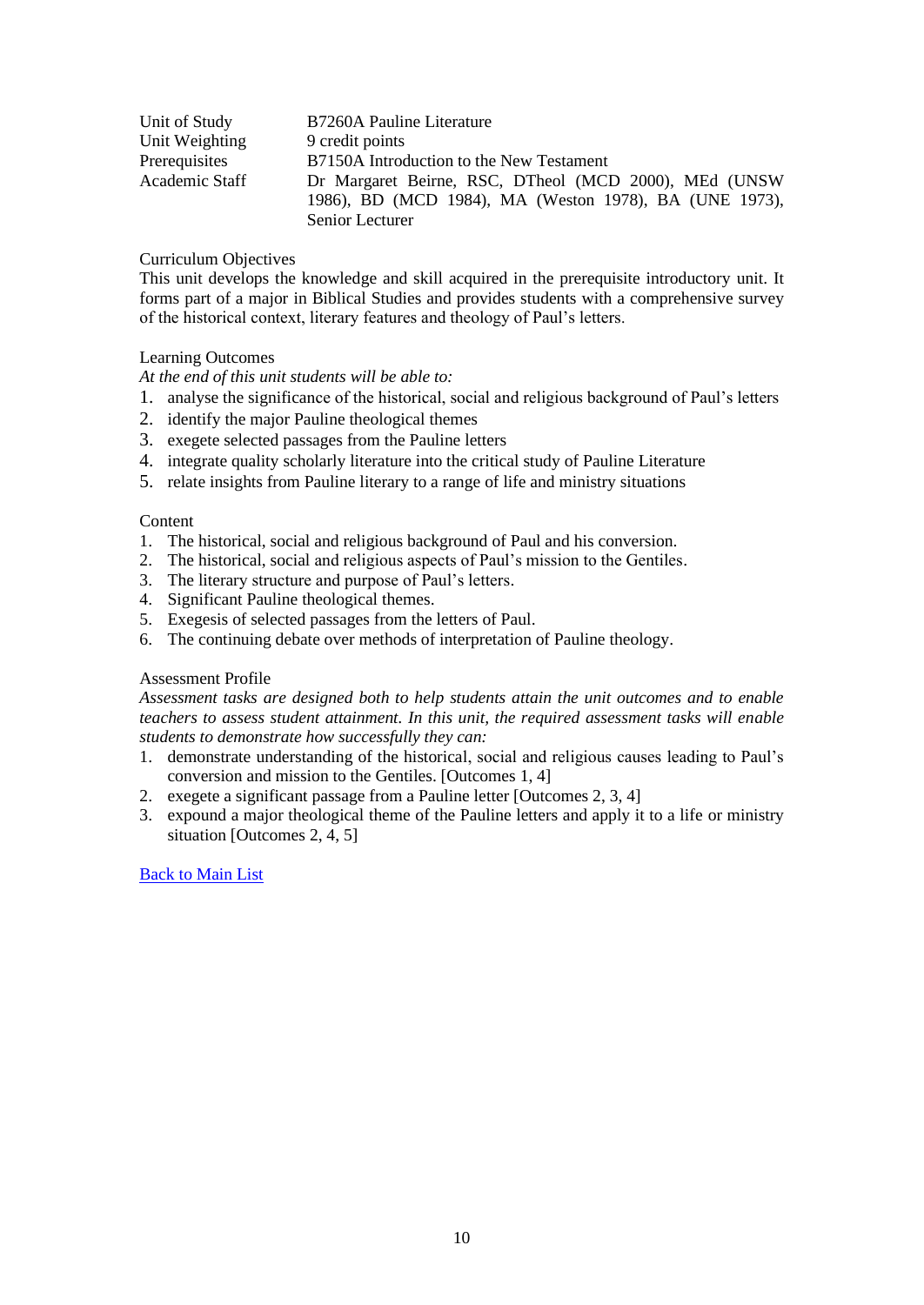| | |
|---|---|
| Unit of Study | B7260A Pauline Literature |
| Unit Weighting | 9 credit points |
| Prerequisites | B7150A Introduction to the New Testament |
| Academic Staff | Dr Margaret Beirne, RSC, DTheol (MCD 2000), MEd (UNSW 1986), BD (MCD 1984), MA (Weston 1978), BA (UNE 1973), Senior Lecturer |

Curriculum Objectives

This unit develops the knowledge and skill acquired in the prerequisite introductory unit. It forms part of a major in Biblical Studies and provides students with a comprehensive survey of the historical context, literary features and theology of Paul's letters.

Learning Outcomes

*At the end of this unit students will be able to:*

1. analyse the significance of the historical, social and religious background of Paul's letters
2. identify the major Pauline theological themes
3. exegete selected passages from the Pauline letters
4. integrate quality scholarly literature into the critical study of Pauline Literature
5. relate insights from Pauline literary to a range of life and ministry situations

Content

1. The historical, social and religious background of Paul and his conversion.
2. The historical, social and religious aspects of Paul's mission to the Gentiles.
3. The literary structure and purpose of Paul's letters.
4. Significant Pauline theological themes.
5. Exegesis of selected passages from the letters of Paul.
6. The continuing debate over methods of interpretation of Pauline theology.

Assessment Profile

*Assessment tasks are designed both to help students attain the unit outcomes and to enable teachers to assess student attainment. In this unit, the required assessment tasks will enable students to demonstrate how successfully they can:*

1. demonstrate understanding of the historical, social and religious causes leading to Paul's conversion and mission to the Gentiles. [Outcomes 1, 4]
2. exegete a significant passage from a Pauline letter [Outcomes 2, 3, 4]
3. expound a major theological theme of the Pauline letters and apply it to a life or ministry situation [Outcomes 2, 4, 5]

Back to Main List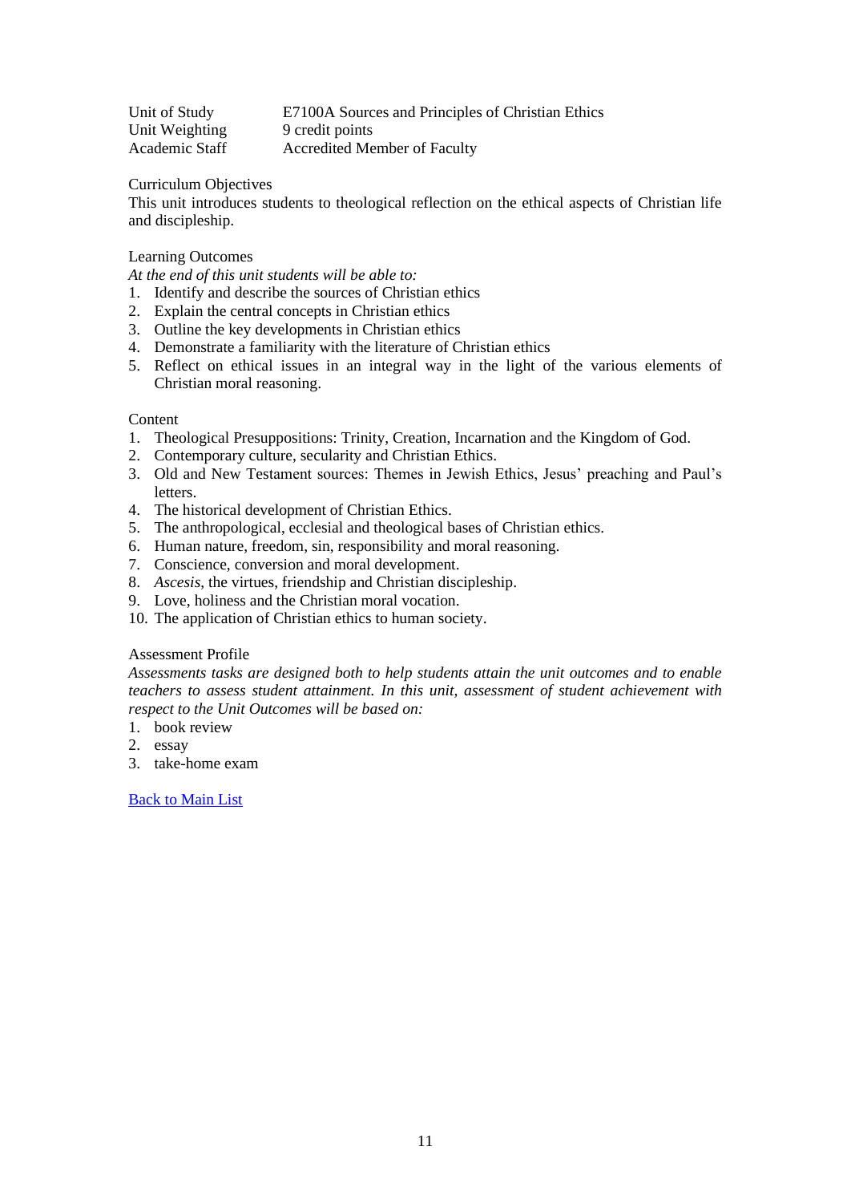| Unit of Study | E7100A Sources and Principles of Christian Ethics |
|---|---|
| Unit Weighting | 9 credit points |
| Academic Staff | Accredited Member of Faculty |

Curriculum Objectives

This unit introduces students to theological reflection on the ethical aspects of Christian life and discipleship.

Learning Outcomes

*At the end of this unit students will be able to:*

1. Identify and describe the sources of Christian ethics
2. Explain the central concepts in Christian ethics
3. Outline the key developments in Christian ethics
4. Demonstrate a familiarity with the literature of Christian ethics
5. Reflect on ethical issues in an integral way in the light of the various elements of Christian moral reasoning.

Content

1. Theological Presuppositions: Trinity, Creation, Incarnation and the Kingdom of God.
2. Contemporary culture, secularity and Christian Ethics.
3. Old and New Testament sources: Themes in Jewish Ethics, Jesus' preaching and Paul's letters.
4. The historical development of Christian Ethics.
5. The anthropological, ecclesial and theological bases of Christian ethics.
6. Human nature, freedom, sin, responsibility and moral reasoning.
7. Conscience, conversion and moral development.
8. *Ascesis*, the virtues, friendship and Christian discipleship.
9. Love, holiness and the Christian moral vocation.
10. The application of Christian ethics to human society.

Assessment Profile

*Assessments tasks are designed both to help students attain the unit outcomes and to enable teachers to assess student attainment. In this unit, assessment of student achievement with respect to the Unit Outcomes will be based on:*

1. book review
2. essay
3. take-home exam

Back to Main List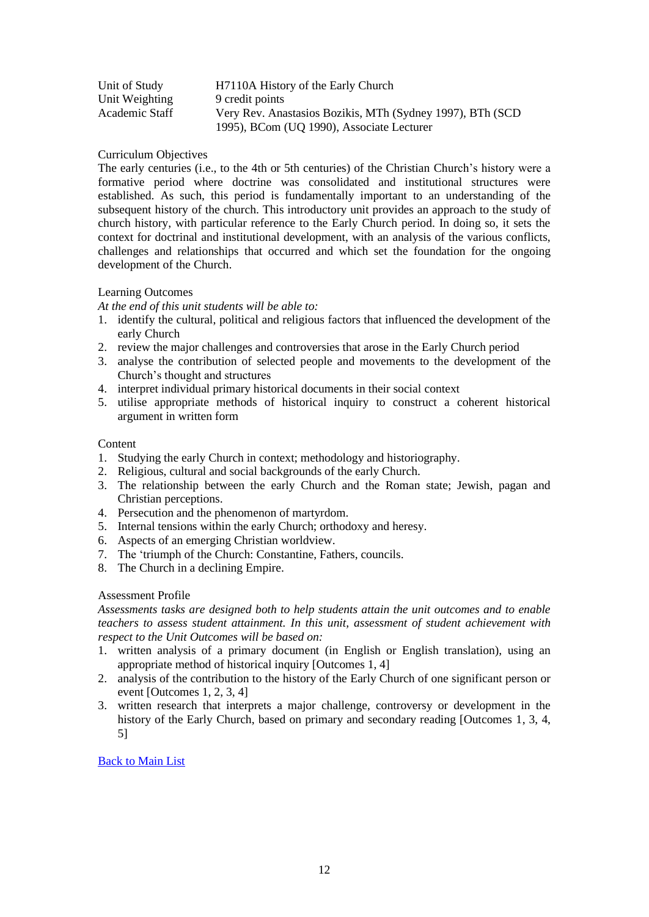| | |
|---|---|
| Unit of Study | H7110A History of the Early Church |
| Unit Weighting | 9 credit points |
| Academic Staff | Very Rev. Anastasios Bozikis, MTh (Sydney 1997), BTh (SCD 1995), BCom (UQ 1990), Associate Lecturer |

Curriculum Objectives

The early centuries (i.e., to the 4th or 5th centuries) of the Christian Church's history were a formative period where doctrine was consolidated and institutional structures were established. As such, this period is fundamentally important to an understanding of the subsequent history of the church. This introductory unit provides an approach to the study of church history, with particular reference to the Early Church period. In doing so, it sets the context for doctrinal and institutional development, with an analysis of the various conflicts, challenges and relationships that occurred and which set the foundation for the ongoing development of the Church.

Learning Outcomes

*At the end of this unit students will be able to:*

1. identify the cultural, political and religious factors that influenced the development of the early Church
2. review the major challenges and controversies that arose in the Early Church period
3. analyse the contribution of selected people and movements to the development of the Church's thought and structures
4. interpret individual primary historical documents in their social context
5. utilise appropriate methods of historical inquiry to construct a coherent historical argument in written form

Content

1. Studying the early Church in context; methodology and historiography.
2. Religious, cultural and social backgrounds of the early Church.
3. The relationship between the early Church and the Roman state; Jewish, pagan and Christian perceptions.
4. Persecution and the phenomenon of martyrdom.
5. Internal tensions within the early Church; orthodoxy and heresy.
6. Aspects of an emerging Christian worldview.
7. The 'triumph of the Church: Constantine, Fathers, councils.
8. The Church in a declining Empire.

Assessment Profile

*Assessments tasks are designed both to help students attain the unit outcomes and to enable teachers to assess student attainment. In this unit, assessment of student achievement with respect to the Unit Outcomes will be based on:*

1. written analysis of a primary document (in English or English translation), using an appropriate method of historical inquiry [Outcomes 1, 4]
2. analysis of the contribution to the history of the Early Church of one significant person or event [Outcomes 1, 2, 3, 4]
3. written research that interprets a major challenge, controversy or development in the history of the Early Church, based on primary and secondary reading [Outcomes 1, 3, 4, 5]

Back to Main List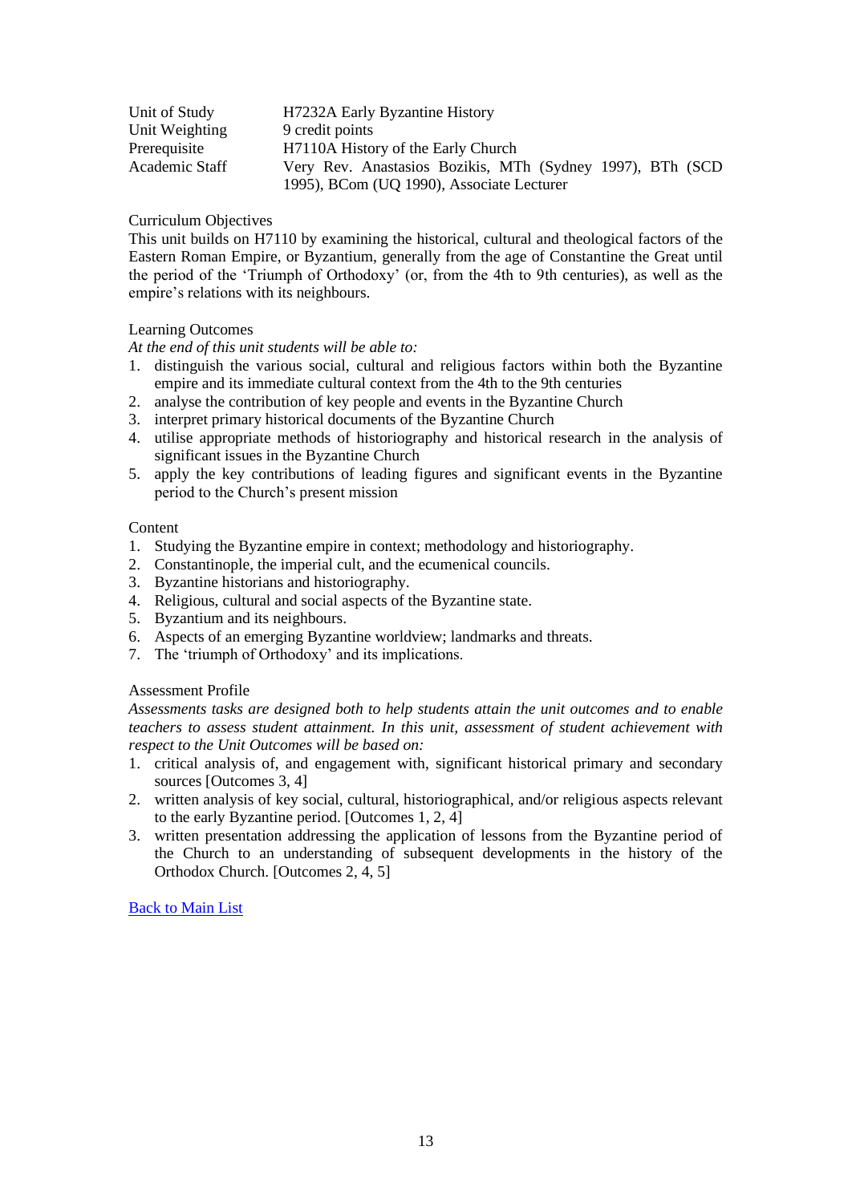| | |
|---|---|
| Unit of Study | H7232A Early Byzantine History |
| Unit Weighting | 9 credit points |
| Prerequisite | H7110A History of the Early Church |
| Academic Staff | Very Rev. Anastasios Bozikis, MTh (Sydney 1997), BTh (SCD 1995), BCom (UQ 1990), Associate Lecturer |

Curriculum Objectives

This unit builds on H7110 by examining the historical, cultural and theological factors of the Eastern Roman Empire, or Byzantium, generally from the age of Constantine the Great until the period of the 'Triumph of Orthodoxy' (or, from the 4th to 9th centuries), as well as the empire's relations with its neighbours.

Learning Outcomes

*At the end of this unit students will be able to:*

1. distinguish the various social, cultural and religious factors within both the Byzantine empire and its immediate cultural context from the 4th to the 9th centuries
2. analyse the contribution of key people and events in the Byzantine Church
3. interpret primary historical documents of the Byzantine Church
4. utilise appropriate methods of historiography and historical research in the analysis of significant issues in the Byzantine Church
5. apply the key contributions of leading figures and significant events in the Byzantine period to the Church's present mission

Content

1. Studying the Byzantine empire in context; methodology and historiography.
2. Constantinople, the imperial cult, and the ecumenical councils.
3. Byzantine historians and historiography.
4. Religious, cultural and social aspects of the Byzantine state.
5. Byzantium and its neighbours.
6. Aspects of an emerging Byzantine worldview; landmarks and threats.
7. The 'triumph of Orthodoxy' and its implications.

Assessment Profile

*Assessments tasks are designed both to help students attain the unit outcomes and to enable teachers to assess student attainment. In this unit, assessment of student achievement with respect to the Unit Outcomes will be based on:*

1. critical analysis of, and engagement with, significant historical primary and secondary sources [Outcomes 3, 4]
2. written analysis of key social, cultural, historiographical, and/or religious aspects relevant to the early Byzantine period. [Outcomes 1, 2, 4]
3. written presentation addressing the application of lessons from the Byzantine period of the Church to an understanding of subsequent developments in the history of the Orthodox Church. [Outcomes 2, 4, 5]

Back to Main List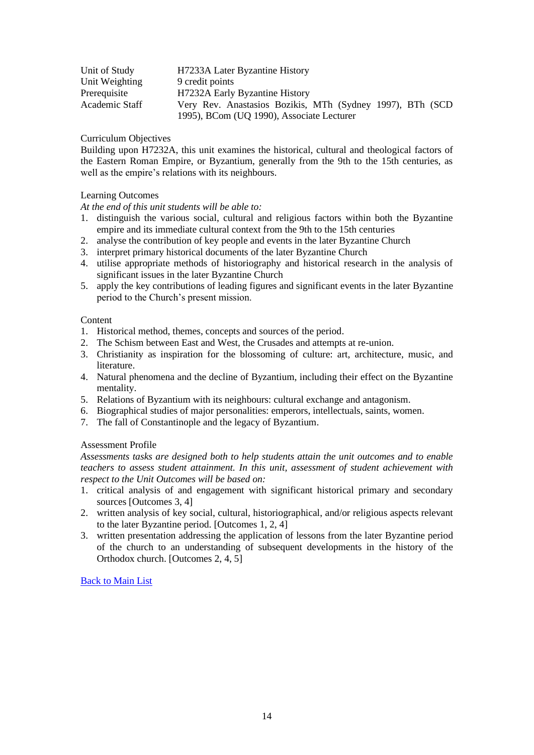| | |
|---|---|
| Unit of Study | H7233A Later Byzantine History |
| Unit Weighting | 9 credit points |
| Prerequisite | H7232A Early Byzantine History |
| Academic Staff | Very Rev. Anastasios Bozikis, MTh (Sydney 1997), BTh (SCD 1995), BCom (UQ 1990), Associate Lecturer |

Curriculum Objectives

Building upon H7232A, this unit examines the historical, cultural and theological factors of the Eastern Roman Empire, or Byzantium, generally from the 9th to the 15th centuries, as well as the empire's relations with its neighbours.

Learning Outcomes

*At the end of this unit students will be able to:*

1. distinguish the various social, cultural and religious factors within both the Byzantine empire and its immediate cultural context from the 9th to the 15th centuries
2. analyse the contribution of key people and events in the later Byzantine Church
3. interpret primary historical documents of the later Byzantine Church
4. utilise appropriate methods of historiography and historical research in the analysis of significant issues in the later Byzantine Church
5. apply the key contributions of leading figures and significant events in the later Byzantine period to the Church's present mission.

Content

1. Historical method, themes, concepts and sources of the period.
2. The Schism between East and West, the Crusades and attempts at re-union.
3. Christianity as inspiration for the blossoming of culture: art, architecture, music, and literature.
4. Natural phenomena and the decline of Byzantium, including their effect on the Byzantine mentality.
5. Relations of Byzantium with its neighbours: cultural exchange and antagonism.
6. Biographical studies of major personalities: emperors, intellectuals, saints, women.
7. The fall of Constantinople and the legacy of Byzantium.

Assessment Profile

*Assessments tasks are designed both to help students attain the unit outcomes and to enable teachers to assess student attainment. In this unit, assessment of student achievement with respect to the Unit Outcomes will be based on:*

1. critical analysis of and engagement with significant historical primary and secondary sources [Outcomes 3, 4]
2. written analysis of key social, cultural, historiographical, and/or religious aspects relevant to the later Byzantine period. [Outcomes 1, 2, 4]
3. written presentation addressing the application of lessons from the later Byzantine period of the church to an understanding of subsequent developments in the history of the Orthodox church. [Outcomes 2, 4, 5]

Back to Main List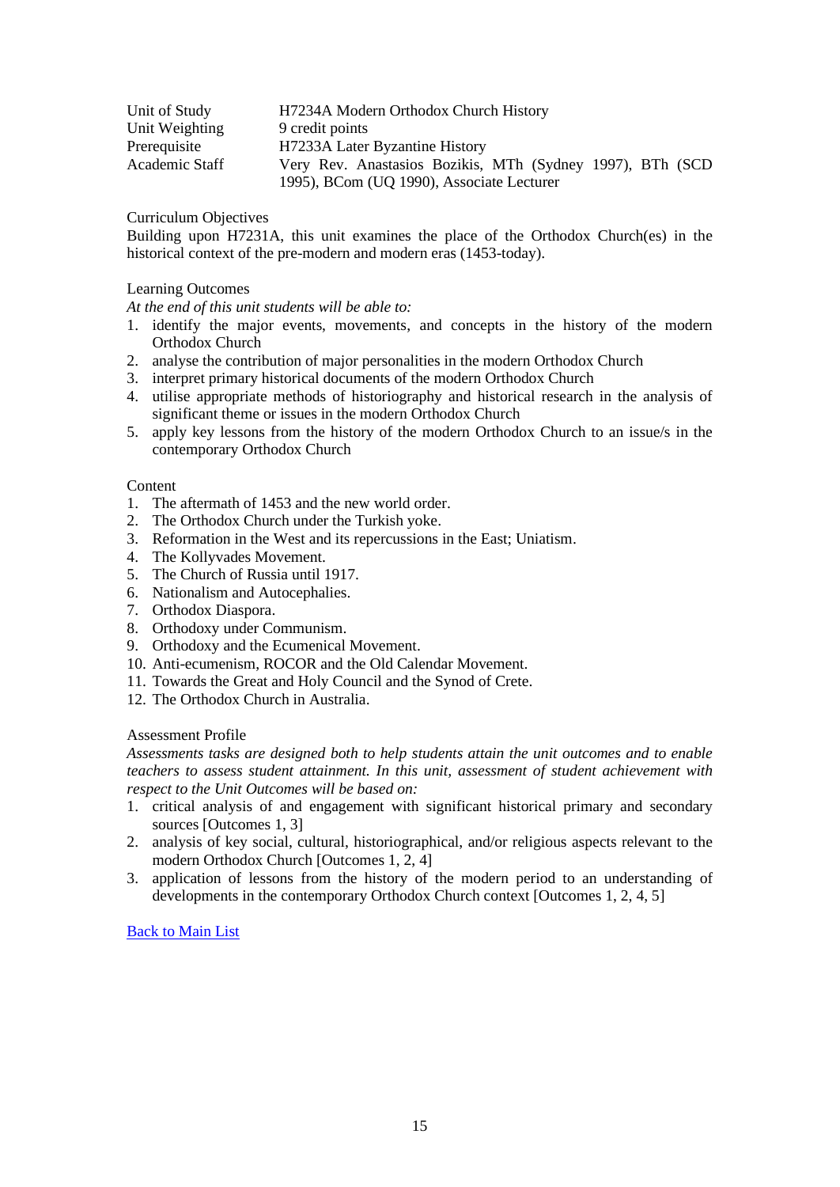| | |
|---|---|
| Unit of Study | H7234A Modern Orthodox Church History |
| Unit Weighting | 9 credit points |
| Prerequisite | H7233A Later Byzantine History |
| Academic Staff | Very Rev. Anastasios Bozikis, MTh (Sydney 1997), BTh (SCD 1995), BCom (UQ 1990), Associate Lecturer |

Curriculum Objectives

Building upon H7231A, this unit examines the place of the Orthodox Church(es) in the historical context of the pre-modern and modern eras (1453-today).

Learning Outcomes

*At the end of this unit students will be able to:*

1. identify the major events, movements, and concepts in the history of the modern Orthodox Church
2. analyse the contribution of major personalities in the modern Orthodox Church
3. interpret primary historical documents of the modern Orthodox Church
4. utilise appropriate methods of historiography and historical research in the analysis of significant theme or issues in the modern Orthodox Church
5. apply key lessons from the history of the modern Orthodox Church to an issue/s in the contemporary Orthodox Church

Content

1. The aftermath of 1453 and the new world order.
2. The Orthodox Church under the Turkish yoke.
3. Reformation in the West and its repercussions in the East; Uniatism.
4. The Kollyvades Movement.
5. The Church of Russia until 1917.
6. Nationalism and Autocephalies.
7. Orthodox Diaspora.
8. Orthodoxy under Communism.
9. Orthodoxy and the Ecumenical Movement.
10. Anti-ecumenism, ROCOR and the Old Calendar Movement.
11. Towards the Great and Holy Council and the Synod of Crete.
12. The Orthodox Church in Australia.

Assessment Profile

*Assessments tasks are designed both to help students attain the unit outcomes and to enable teachers to assess student attainment. In this unit, assessment of student achievement with respect to the Unit Outcomes will be based on:*

1. critical analysis of and engagement with significant historical primary and secondary sources [Outcomes 1, 3]
2. analysis of key social, cultural, historiographical, and/or religious aspects relevant to the modern Orthodox Church [Outcomes 1, 2, 4]
3. application of lessons from the history of the modern period to an understanding of developments in the contemporary Orthodox Church context [Outcomes 1, 2, 4, 5]

Back to Main List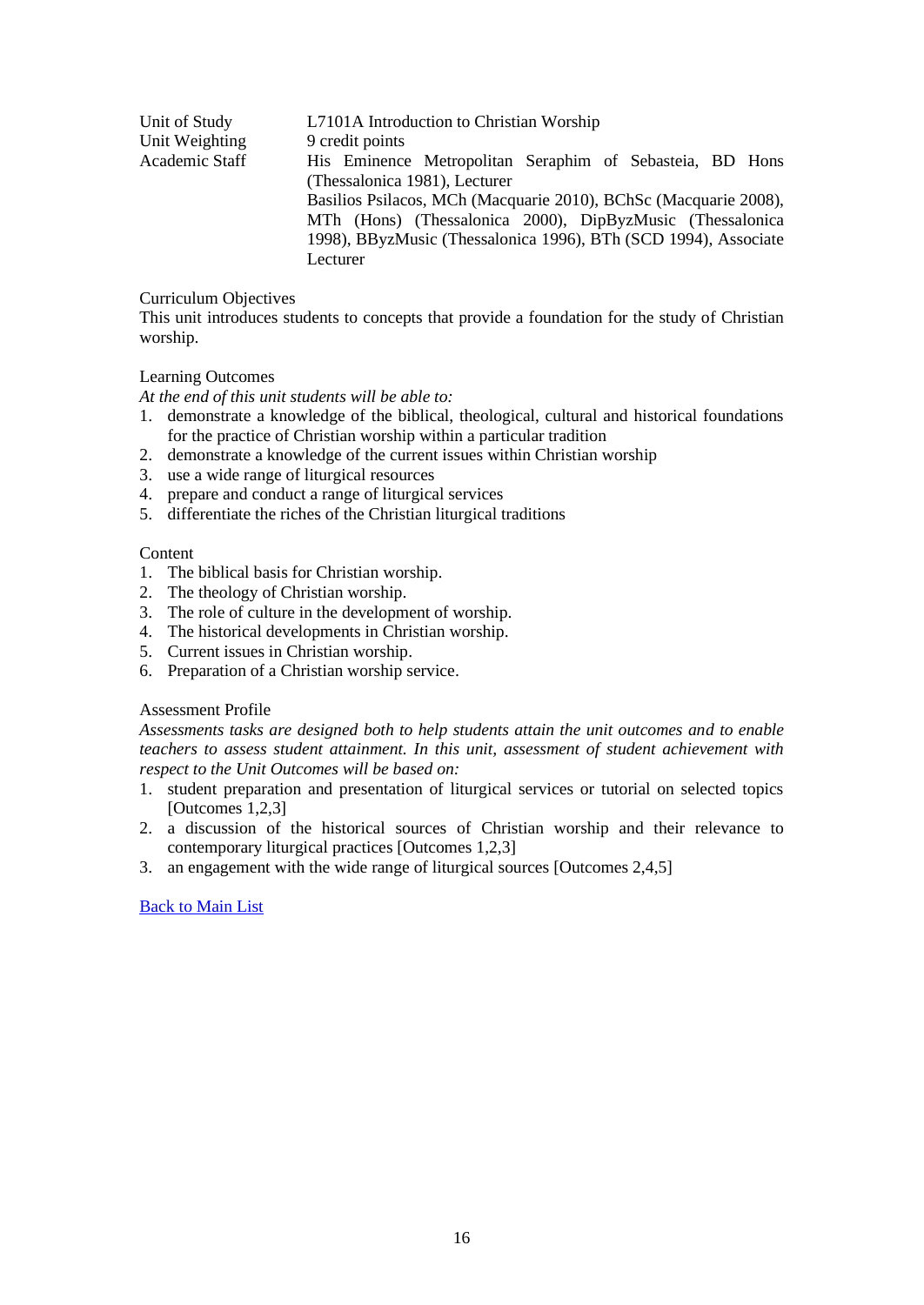| | |
|---|---|
| Unit of Study | L7101A Introduction to Christian Worship |
| Unit Weighting | 9 credit points |
| Academic Staff | His Eminence Metropolitan Seraphim of Sebasteia, BD Hons (Thessalonica 1981), Lecturer<br>Basilios Psilacos, MCh (Macquarie 2010), BChSc (Macquarie 2008), MTh (Hons) (Thessalonica 2000), DipByzMusic (Thessalonica 1998), BByzMusic (Thessalonica 1996), BTh (SCD 1994), Associate Lecturer |

Curriculum Objectives

This unit introduces students to concepts that provide a foundation for the study of Christian worship.

Learning Outcomes

*At the end of this unit students will be able to:*

1. demonstrate a knowledge of the biblical, theological, cultural and historical foundations for the practice of Christian worship within a particular tradition
2. demonstrate a knowledge of the current issues within Christian worship
3. use a wide range of liturgical resources
4. prepare and conduct a range of liturgical services
5. differentiate the riches of the Christian liturgical traditions

Content

1. The biblical basis for Christian worship.
2. The theology of Christian worship.
3. The role of culture in the development of worship.
4. The historical developments in Christian worship.
5. Current issues in Christian worship.
6. Preparation of a Christian worship service.

Assessment Profile

*Assessments tasks are designed both to help students attain the unit outcomes and to enable teachers to assess student attainment. In this unit, assessment of student achievement with respect to the Unit Outcomes will be based on:*

1. student preparation and presentation of liturgical services or tutorial on selected topics [Outcomes 1,2,3]
2. a discussion of the historical sources of Christian worship and their relevance to contemporary liturgical practices [Outcomes 1,2,3]
3. an engagement with the wide range of liturgical sources [Outcomes 2,4,5]

Back to Main List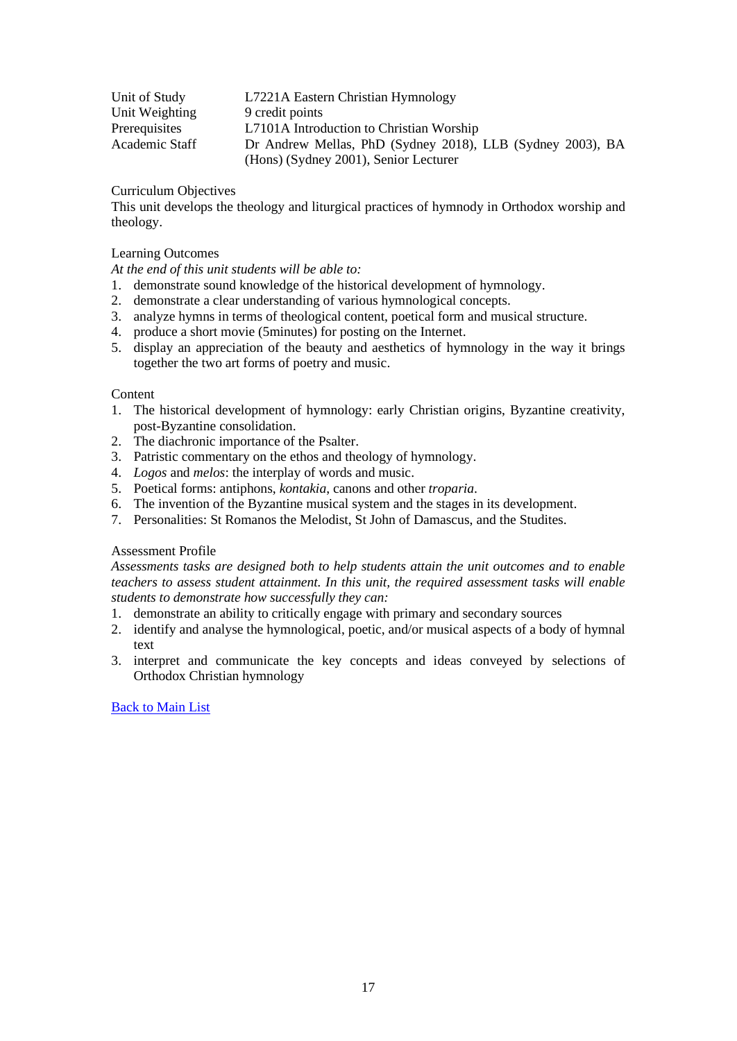| | |
|---|---|
| Unit of Study | L7221A Eastern Christian Hymnology |
| Unit Weighting | 9 credit points |
| Prerequisites | L7101A Introduction to Christian Worship |
| Academic Staff | Dr Andrew Mellas, PhD (Sydney 2018), LLB (Sydney 2003), BA (Hons) (Sydney 2001), Senior Lecturer |

Curriculum Objectives

This unit develops the theology and liturgical practices of hymnody in Orthodox worship and theology.

Learning Outcomes

*At the end of this unit students will be able to:*

1. demonstrate sound knowledge of the historical development of hymnology.
2. demonstrate a clear understanding of various hymnological concepts.
3. analyze hymns in terms of theological content, poetical form and musical structure.
4. produce a short movie (5minutes) for posting on the Internet.
5. display an appreciation of the beauty and aesthetics of hymnology in the way it brings together the two art forms of poetry and music.

Content

1. The historical development of hymnology: early Christian origins, Byzantine creativity, post-Byzantine consolidation.
2. The diachronic importance of the Psalter.
3. Patristic commentary on the ethos and theology of hymnology.
4. *Logos* and *melos*: the interplay of words and music.
5. Poetical forms: antiphons, *kontakia*, canons and other *troparia*.
6. The invention of the Byzantine musical system and the stages in its development.
7. Personalities: St Romanos the Melodist, St John of Damascus, and the Studites.

Assessment Profile

*Assessments tasks are designed both to help students attain the unit outcomes and to enable teachers to assess student attainment. In this unit, the required assessment tasks will enable students to demonstrate how successfully they can:*

1. demonstrate an ability to critically engage with primary and secondary sources
2. identify and analyse the hymnological, poetic, and/or musical aspects of a body of hymnal text
3. interpret and communicate the key concepts and ideas conveyed by selections of Orthodox Christian hymnology

[Back to Main List]()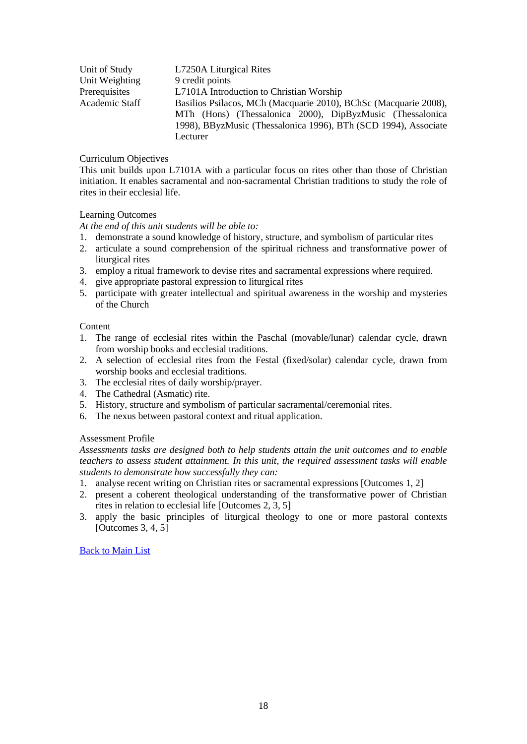| | |
|---|---|
| Unit of Study | L7250A Liturgical Rites |
| Unit Weighting | 9 credit points |
| Prerequisites | L7101A Introduction to Christian Worship |
| Academic Staff | Basilios Psilacos, MCh (Macquarie 2010), BChSc (Macquarie 2008), MTh (Hons) (Thessalonica 2000), DipByzMusic (Thessalonica 1998), BByzMusic (Thessalonica 1996), BTh (SCD 1994), Associate Lecturer |

Curriculum Objectives

This unit builds upon L7101A with a particular focus on rites other than those of Christian initiation. It enables sacramental and non-sacramental Christian traditions to study the role of rites in their ecclesial life.

Learning Outcomes

*At the end of this unit students will be able to:*

1. demonstrate a sound knowledge of history, structure, and symbolism of particular rites
2. articulate a sound comprehension of the spiritual richness and transformative power of liturgical rites
3. employ a ritual framework to devise rites and sacramental expressions where required.
4. give appropriate pastoral expression to liturgical rites
5. participate with greater intellectual and spiritual awareness in the worship and mysteries of the Church

Content

1. The range of ecclesial rites within the Paschal (movable/lunar) calendar cycle, drawn from worship books and ecclesial traditions.
2. A selection of ecclesial rites from the Festal (fixed/solar) calendar cycle, drawn from worship books and ecclesial traditions.
3. The ecclesial rites of daily worship/prayer.
4. The Cathedral (Asmatic) rite.
5. History, structure and symbolism of particular sacramental/ceremonial rites.
6. The nexus between pastoral context and ritual application.

Assessment Profile

*Assessments tasks are designed both to help students attain the unit outcomes and to enable teachers to assess student attainment. In this unit, the required assessment tasks will enable students to demonstrate how successfully they can:*

1. analyse recent writing on Christian rites or sacramental expressions [Outcomes 1, 2]
2. present a coherent theological understanding of the transformative power of Christian rites in relation to ecclesial life [Outcomes 2, 3, 5]
3. apply the basic principles of liturgical theology to one or more pastoral contexts [Outcomes 3, 4, 5]

Back to Main List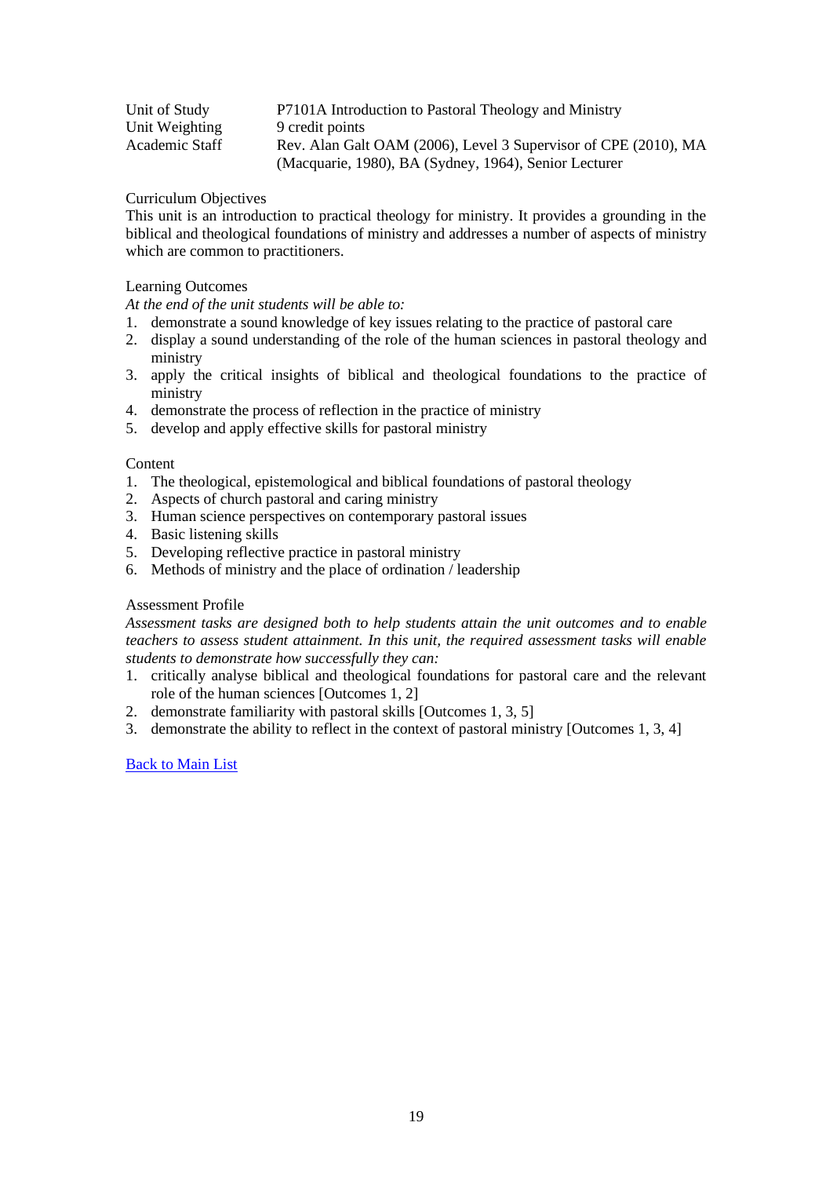| | |
|---|---|
| Unit of Study | P7101A Introduction to Pastoral Theology and Ministry |
| Unit Weighting | 9 credit points |
| Academic Staff | Rev. Alan Galt OAM (2006), Level 3 Supervisor of CPE (2010), MA (Macquarie, 1980), BA (Sydney, 1964), Senior Lecturer |

Curriculum Objectives

This unit is an introduction to practical theology for ministry. It provides a grounding in the biblical and theological foundations of ministry and addresses a number of aspects of ministry which are common to practitioners.

Learning Outcomes

*At the end of the unit students will be able to:*

1. demonstrate a sound knowledge of key issues relating to the practice of pastoral care
2. display a sound understanding of the role of the human sciences in pastoral theology and ministry
3. apply the critical insights of biblical and theological foundations to the practice of ministry
4. demonstrate the process of reflection in the practice of ministry
5. develop and apply effective skills for pastoral ministry

Content

1. The theological, epistemological and biblical foundations of pastoral theology
2. Aspects of church pastoral and caring ministry
3. Human science perspectives on contemporary pastoral issues
4. Basic listening skills
5. Developing reflective practice in pastoral ministry
6. Methods of ministry and the place of ordination / leadership

Assessment Profile

*Assessment tasks are designed both to help students attain the unit outcomes and to enable teachers to assess student attainment. In this unit, the required assessment tasks will enable students to demonstrate how successfully they can:*

1. critically analyse biblical and theological foundations for pastoral care and the relevant role of the human sciences [Outcomes 1, 2]
2. demonstrate familiarity with pastoral skills [Outcomes 1, 3, 5]
3. demonstrate the ability to reflect in the context of pastoral ministry [Outcomes 1, 3, 4]

Back to Main List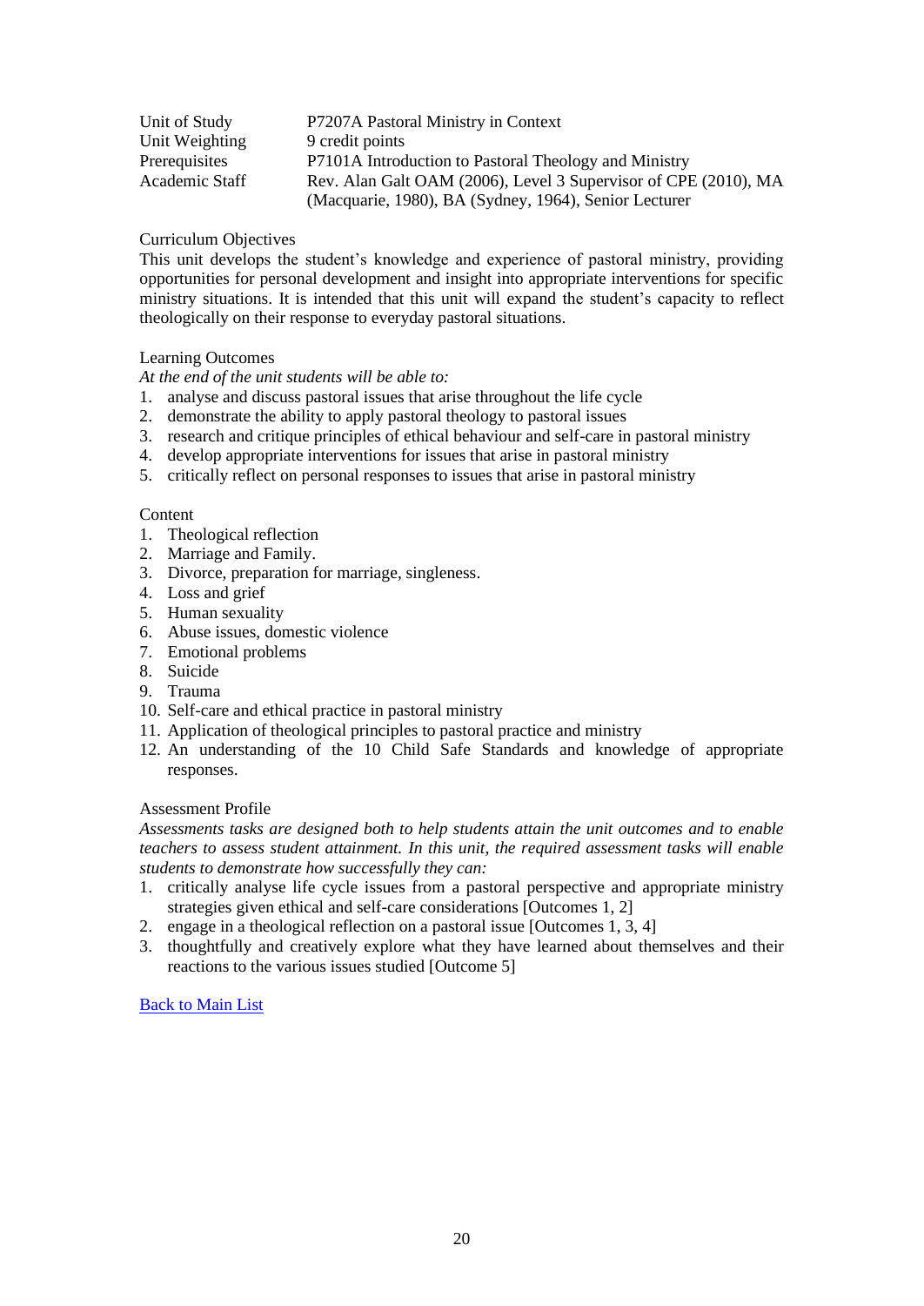| | |
|---|---|
| Unit of Study | P7207A Pastoral Ministry in Context |
| Unit Weighting | 9 credit points |
| Prerequisites | P7101A Introduction to Pastoral Theology and Ministry |
| Academic Staff | Rev. Alan Galt OAM (2006), Level 3 Supervisor of CPE (2010), MA (Macquarie, 1980), BA (Sydney, 1964), Senior Lecturer |

Curriculum Objectives

This unit develops the student's knowledge and experience of pastoral ministry, providing opportunities for personal development and insight into appropriate interventions for specific ministry situations. It is intended that this unit will expand the student's capacity to reflect theologically on their response to everyday pastoral situations.

Learning Outcomes

*At the end of the unit students will be able to:*

1. analyse and discuss pastoral issues that arise throughout the life cycle
2. demonstrate the ability to apply pastoral theology to pastoral issues
3. research and critique principles of ethical behaviour and self-care in pastoral ministry
4. develop appropriate interventions for issues that arise in pastoral ministry
5. critically reflect on personal responses to issues that arise in pastoral ministry

Content

1. Theological reflection
2. Marriage and Family.
3. Divorce, preparation for marriage, singleness.
4. Loss and grief
5. Human sexuality
6. Abuse issues, domestic violence
7. Emotional problems
8. Suicide
9. Trauma
10. Self-care and ethical practice in pastoral ministry
11. Application of theological principles to pastoral practice and ministry
12. An understanding of the 10 Child Safe Standards and knowledge of appropriate responses.

Assessment Profile

*Assessments tasks are designed both to help students attain the unit outcomes and to enable teachers to assess student attainment. In this unit, the required assessment tasks will enable students to demonstrate how successfully they can:*

1. critically analyse life cycle issues from a pastoral perspective and appropriate ministry strategies given ethical and self-care considerations [Outcomes 1, 2]
2. engage in a theological reflection on a pastoral issue [Outcomes 1, 3, 4]
3. thoughtfully and creatively explore what they have learned about themselves and their reactions to the various issues studied [Outcome 5]

Back to Main List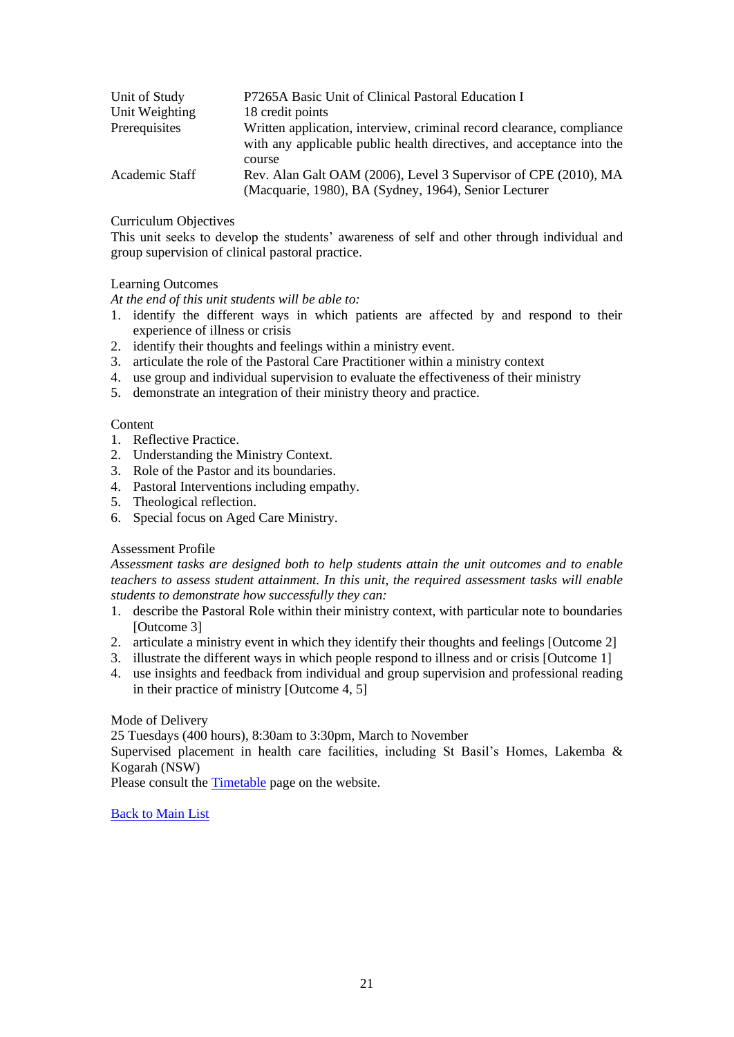| | |
|---|---|
| Unit of Study | P7265A Basic Unit of Clinical Pastoral Education I |
| Unit Weighting | 18 credit points |
| Prerequisites | Written application, interview, criminal record clearance, compliance with any applicable public health directives, and acceptance into the course |
| Academic Staff | Rev. Alan Galt OAM (2006), Level 3 Supervisor of CPE (2010), MA (Macquarie, 1980), BA (Sydney, 1964), Senior Lecturer |

Curriculum Objectives

This unit seeks to develop the students' awareness of self and other through individual and group supervision of clinical pastoral practice.

Learning Outcomes

*At the end of this unit students will be able to:*

1. identify the different ways in which patients are affected by and respond to their experience of illness or crisis
2. identify their thoughts and feelings within a ministry event.
3. articulate the role of the Pastoral Care Practitioner within a ministry context
4. use group and individual supervision to evaluate the effectiveness of their ministry
5. demonstrate an integration of their ministry theory and practice.

Content

1. Reflective Practice.
2. Understanding the Ministry Context.
3. Role of the Pastor and its boundaries.
4. Pastoral Interventions including empathy.
5. Theological reflection.
6. Special focus on Aged Care Ministry.

Assessment Profile

*Assessment tasks are designed both to help students attain the unit outcomes and to enable teachers to assess student attainment. In this unit, the required assessment tasks will enable students to demonstrate how successfully they can:*

1. describe the Pastoral Role within their ministry context, with particular note to boundaries [Outcome 3]
2. articulate a ministry event in which they identify their thoughts and feelings [Outcome 2]
3. illustrate the different ways in which people respond to illness and or crisis [Outcome 1]
4. use insights and feedback from individual and group supervision and professional reading in their practice of ministry [Outcome 4, 5]

Mode of Delivery

25 Tuesdays (400 hours), 8:30am to 3:30pm, March to November

Supervised placement in health care facilities, including St Basil's Homes, Lakemba & Kogarah (NSW)

Please consult the Timetable page on the website.

Back to Main List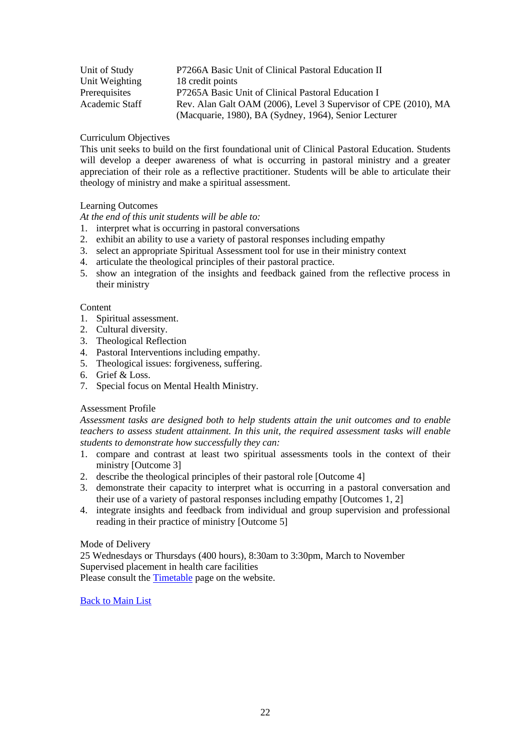| | |
|---|---|
| Unit of Study | P7266A Basic Unit of Clinical Pastoral Education II |
| Unit Weighting | 18 credit points |
| Prerequisites | P7265A Basic Unit of Clinical Pastoral Education I |
| Academic Staff | Rev. Alan Galt OAM (2006), Level 3 Supervisor of CPE (2010), MA (Macquarie, 1980), BA (Sydney, 1964), Senior Lecturer |

Curriculum Objectives

This unit seeks to build on the first foundational unit of Clinical Pastoral Education. Students will develop a deeper awareness of what is occurring in pastoral ministry and a greater appreciation of their role as a reflective practitioner. Students will be able to articulate their theology of ministry and make a spiritual assessment.

Learning Outcomes

*At the end of this unit students will be able to:*

1. interpret what is occurring in pastoral conversations
2. exhibit an ability to use a variety of pastoral responses including empathy
3. select an appropriate Spiritual Assessment tool for use in their ministry context
4. articulate the theological principles of their pastoral practice.
5. show an integration of the insights and feedback gained from the reflective process in their ministry

Content

1. Spiritual assessment.
2. Cultural diversity.
3. Theological Reflection
4. Pastoral Interventions including empathy.
5. Theological issues: forgiveness, suffering.
6. Grief & Loss.
7. Special focus on Mental Health Ministry.

Assessment Profile

*Assessment tasks are designed both to help students attain the unit outcomes and to enable teachers to assess student attainment. In this unit, the required assessment tasks will enable students to demonstrate how successfully they can:*

1. compare and contrast at least two spiritual assessments tools in the context of their ministry [Outcome 3]
2. describe the theological principles of their pastoral role [Outcome 4]
3. demonstrate their capacity to interpret what is occurring in a pastoral conversation and their use of a variety of pastoral responses including empathy [Outcomes 1, 2]
4. integrate insights and feedback from individual and group supervision and professional reading in their practice of ministry [Outcome 5]

Mode of Delivery

25 Wednesdays or Thursdays (400 hours), 8:30am to 3:30pm, March to November
Supervised placement in health care facilities
Please consult the Timetable page on the website.

Back to Main List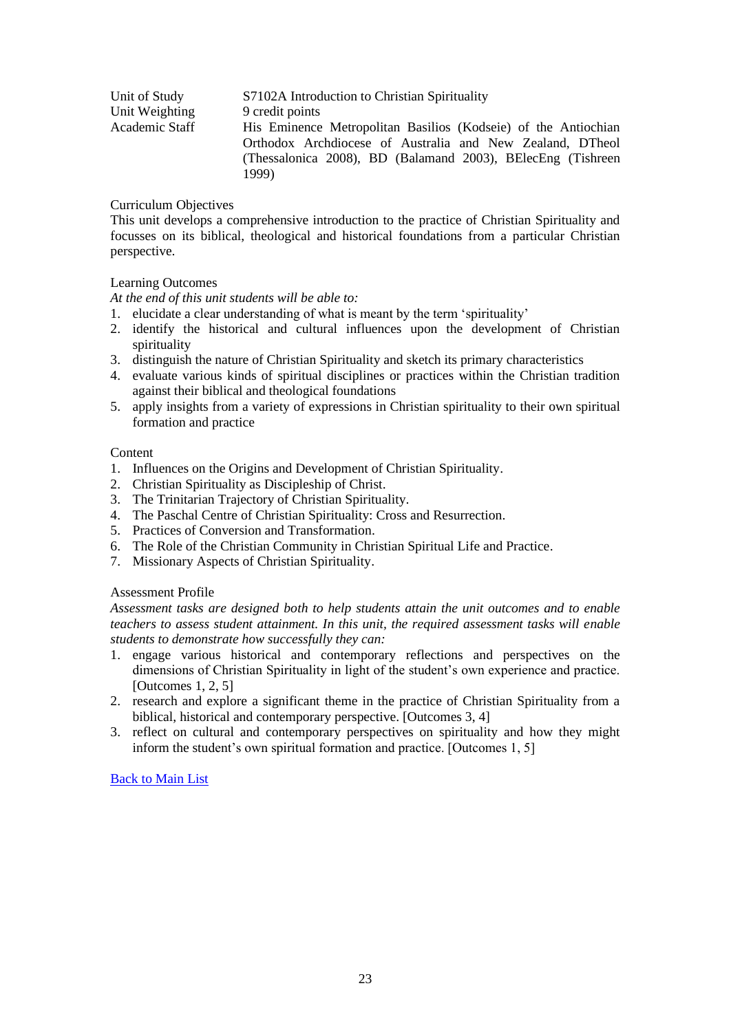| | |
|---|---|
| Unit of Study | S7102A Introduction to Christian Spirituality |
| Unit Weighting | 9 credit points |
| Academic Staff | His Eminence Metropolitan Basilios (Kodseie) of the Antiochian Orthodox Archdiocese of Australia and New Zealand, DTheol (Thessalonica 2008), BD (Balamand 2003), BElecEng (Tishreen 1999) |

Curriculum Objectives

This unit develops a comprehensive introduction to the practice of Christian Spirituality and focusses on its biblical, theological and historical foundations from a particular Christian perspective.

Learning Outcomes

*At the end of this unit students will be able to:*

1. elucidate a clear understanding of what is meant by the term 'spirituality'
2. identify the historical and cultural influences upon the development of Christian spirituality
3. distinguish the nature of Christian Spirituality and sketch its primary characteristics
4. evaluate various kinds of spiritual disciplines or practices within the Christian tradition against their biblical and theological foundations
5. apply insights from a variety of expressions in Christian spirituality to their own spiritual formation and practice

Content

1. Influences on the Origins and Development of Christian Spirituality.
2. Christian Spirituality as Discipleship of Christ.
3. The Trinitarian Trajectory of Christian Spirituality.
4. The Paschal Centre of Christian Spirituality: Cross and Resurrection.
5. Practices of Conversion and Transformation.
6. The Role of the Christian Community in Christian Spiritual Life and Practice.
7. Missionary Aspects of Christian Spirituality.

Assessment Profile

*Assessment tasks are designed both to help students attain the unit outcomes and to enable teachers to assess student attainment. In this unit, the required assessment tasks will enable students to demonstrate how successfully they can:*

1. engage various historical and contemporary reflections and perspectives on the dimensions of Christian Spirituality in light of the student's own experience and practice. [Outcomes 1, 2, 5]
2. research and explore a significant theme in the practice of Christian Spirituality from a biblical, historical and contemporary perspective. [Outcomes 3, 4]
3. reflect on cultural and contemporary perspectives on spirituality and how they might inform the student's own spiritual formation and practice. [Outcomes 1, 5]

Back to Main List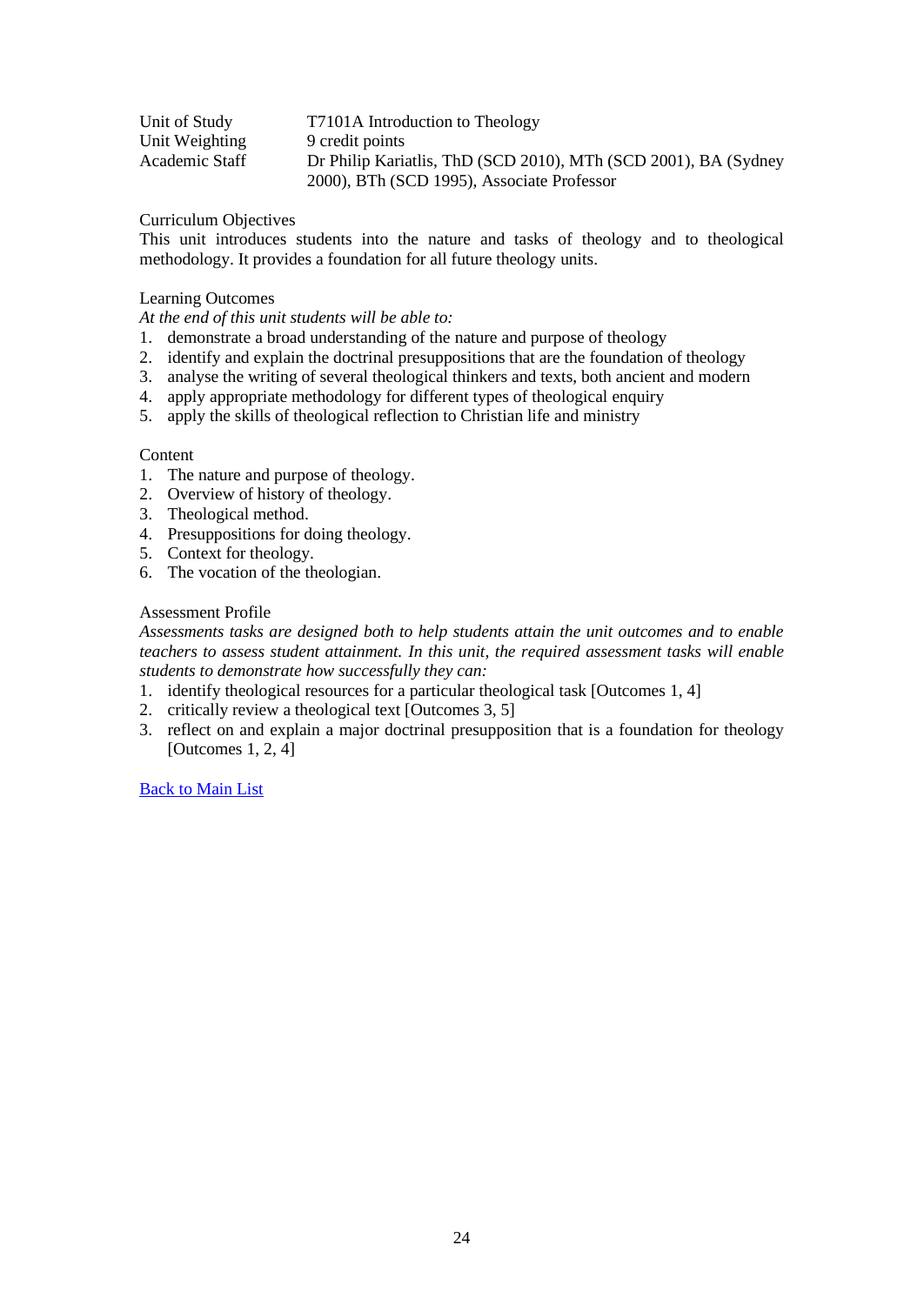| | |
|---|---|
| Unit of Study | T7101A Introduction to Theology |
| Unit Weighting | 9 credit points |
| Academic Staff | Dr Philip Kariatlis, ThD (SCD 2010), MTh (SCD 2001), BA (Sydney 2000), BTh (SCD 1995), Associate Professor |

Curriculum Objectives

This unit introduces students into the nature and tasks of theology and to theological methodology. It provides a foundation for all future theology units.

Learning Outcomes

*At the end of this unit students will be able to:*

1. demonstrate a broad understanding of the nature and purpose of theology
2. identify and explain the doctrinal presuppositions that are the foundation of theology
3. analyse the writing of several theological thinkers and texts, both ancient and modern
4. apply appropriate methodology for different types of theological enquiry
5. apply the skills of theological reflection to Christian life and ministry

Content

1. The nature and purpose of theology.
2. Overview of history of theology.
3. Theological method.
4. Presuppositions for doing theology.
5. Context for theology.
6. The vocation of the theologian.

Assessment Profile

*Assessments tasks are designed both to help students attain the unit outcomes and to enable teachers to assess student attainment. In this unit, the required assessment tasks will enable students to demonstrate how successfully they can:*

1. identify theological resources for a particular theological task [Outcomes 1, 4]
2. critically review a theological text [Outcomes 3, 5]
3. reflect on and explain a major doctrinal presupposition that is a foundation for theology [Outcomes 1, 2, 4]

Back to Main List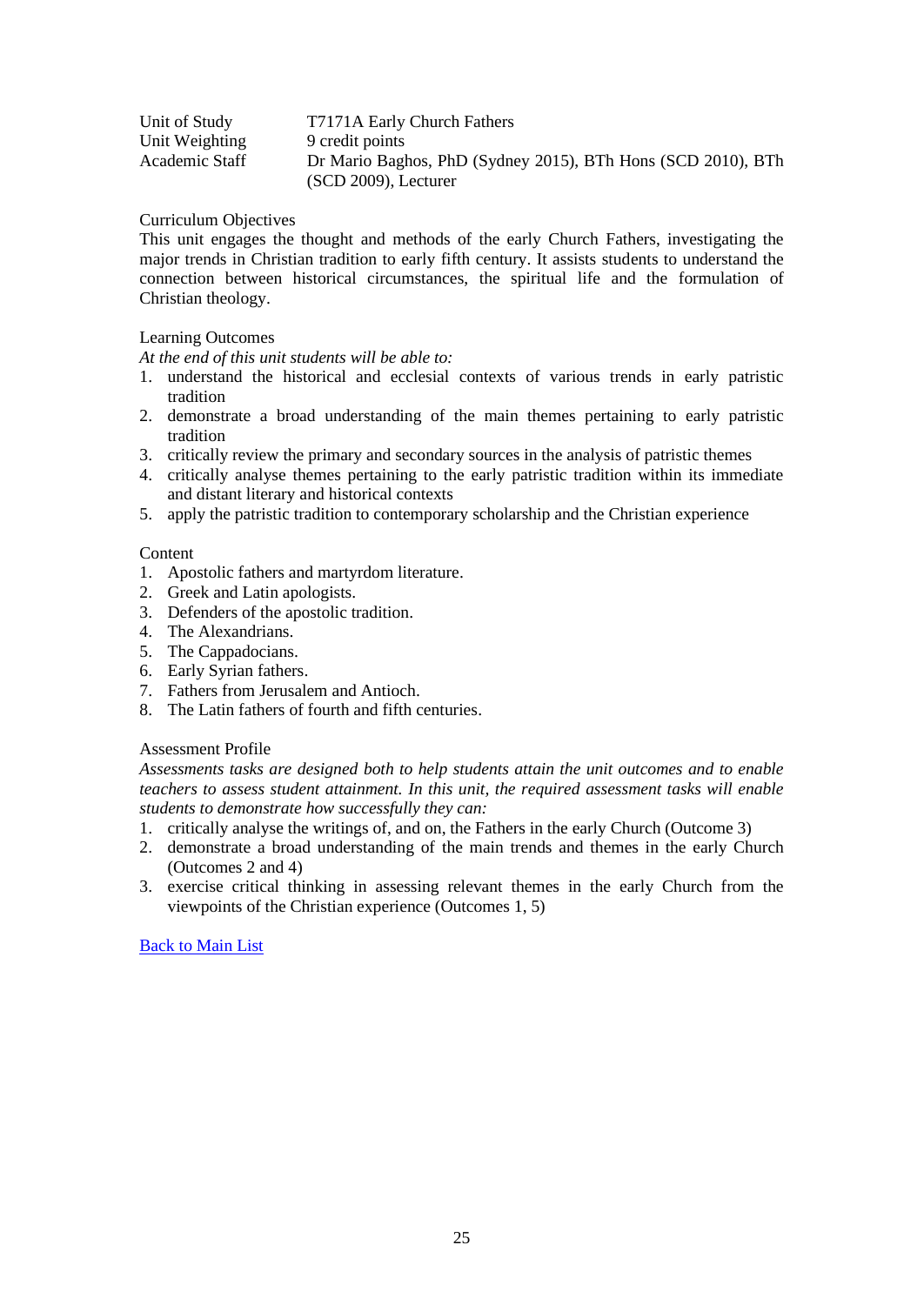| | |
|---|---|
| Unit of Study | T7171A Early Church Fathers |
| Unit Weighting | 9 credit points |
| Academic Staff | Dr Mario Baghos, PhD (Sydney 2015), BTh Hons (SCD 2010), BTh (SCD 2009), Lecturer |

Curriculum Objectives

This unit engages the thought and methods of the early Church Fathers, investigating the major trends in Christian tradition to early fifth century. It assists students to understand the connection between historical circumstances, the spiritual life and the formulation of Christian theology.

Learning Outcomes

*At the end of this unit students will be able to:*

1. understand the historical and ecclesial contexts of various trends in early patristic tradition
2. demonstrate a broad understanding of the main themes pertaining to early patristic tradition
3. critically review the primary and secondary sources in the analysis of patristic themes
4. critically analyse themes pertaining to the early patristic tradition within its immediate and distant literary and historical contexts
5. apply the patristic tradition to contemporary scholarship and the Christian experience

Content

1. Apostolic fathers and martyrdom literature.
2. Greek and Latin apologists.
3. Defenders of the apostolic tradition.
4. The Alexandrians.
5. The Cappadocians.
6. Early Syrian fathers.
7. Fathers from Jerusalem and Antioch.
8. The Latin fathers of fourth and fifth centuries.

Assessment Profile

*Assessments tasks are designed both to help students attain the unit outcomes and to enable teachers to assess student attainment. In this unit, the required assessment tasks will enable students to demonstrate how successfully they can:*

1. critically analyse the writings of, and on, the Fathers in the early Church (Outcome 3)
2. demonstrate a broad understanding of the main trends and themes in the early Church (Outcomes 2 and 4)
3. exercise critical thinking in assessing relevant themes in the early Church from the viewpoints of the Christian experience (Outcomes 1, 5)

Back to Main List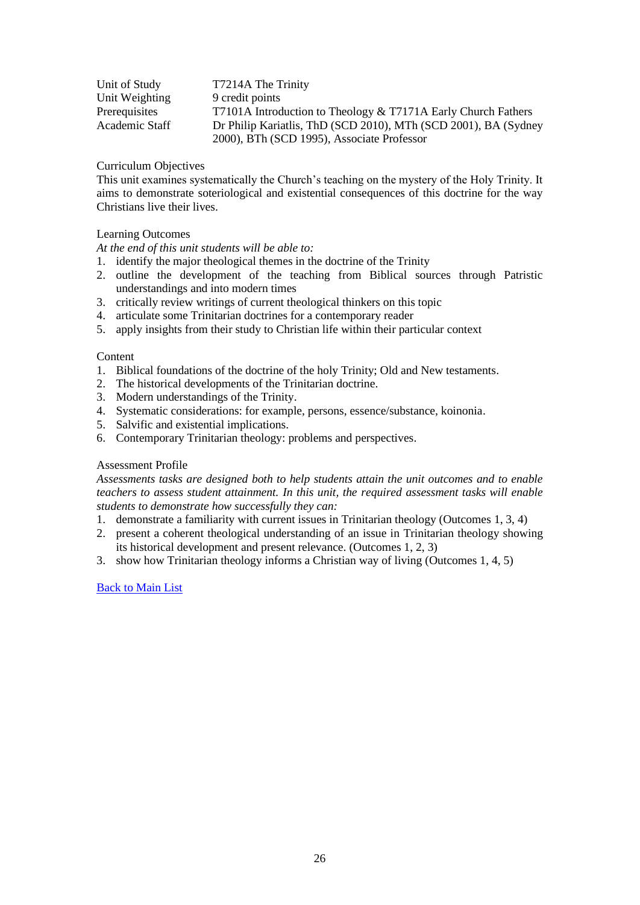| | |
|---|---|
| Unit of Study | T7214A The Trinity |
| Unit Weighting | 9 credit points |
| Prerequisites | T7101A Introduction to Theology & T7171A Early Church Fathers |
| Academic Staff | Dr Philip Kariatlis, ThD (SCD 2010), MTh (SCD 2001), BA (Sydney 2000), BTh (SCD 1995), Associate Professor |

Curriculum Objectives

This unit examines systematically the Church's teaching on the mystery of the Holy Trinity. It aims to demonstrate soteriological and existential consequences of this doctrine for the way Christians live their lives.

Learning Outcomes

*At the end of this unit students will be able to:*

1. identify the major theological themes in the doctrine of the Trinity
2. outline the development of the teaching from Biblical sources through Patristic understandings and into modern times
3. critically review writings of current theological thinkers on this topic
4. articulate some Trinitarian doctrines for a contemporary reader
5. apply insights from their study to Christian life within their particular context

Content

1. Biblical foundations of the doctrine of the holy Trinity; Old and New testaments.
2. The historical developments of the Trinitarian doctrine.
3. Modern understandings of the Trinity.
4. Systematic considerations: for example, persons, essence/substance, koinonia.
5. Salvific and existential implications.
6. Contemporary Trinitarian theology: problems and perspectives.

Assessment Profile

*Assessments tasks are designed both to help students attain the unit outcomes and to enable teachers to assess student attainment. In this unit, the required assessment tasks will enable students to demonstrate how successfully they can:*

1. demonstrate a familiarity with current issues in Trinitarian theology (Outcomes 1, 3, 4)
2. present a coherent theological understanding of an issue in Trinitarian theology showing its historical development and present relevance. (Outcomes 1, 2, 3)
3. show how Trinitarian theology informs a Christian way of living (Outcomes 1, 4, 5)

Back to Main List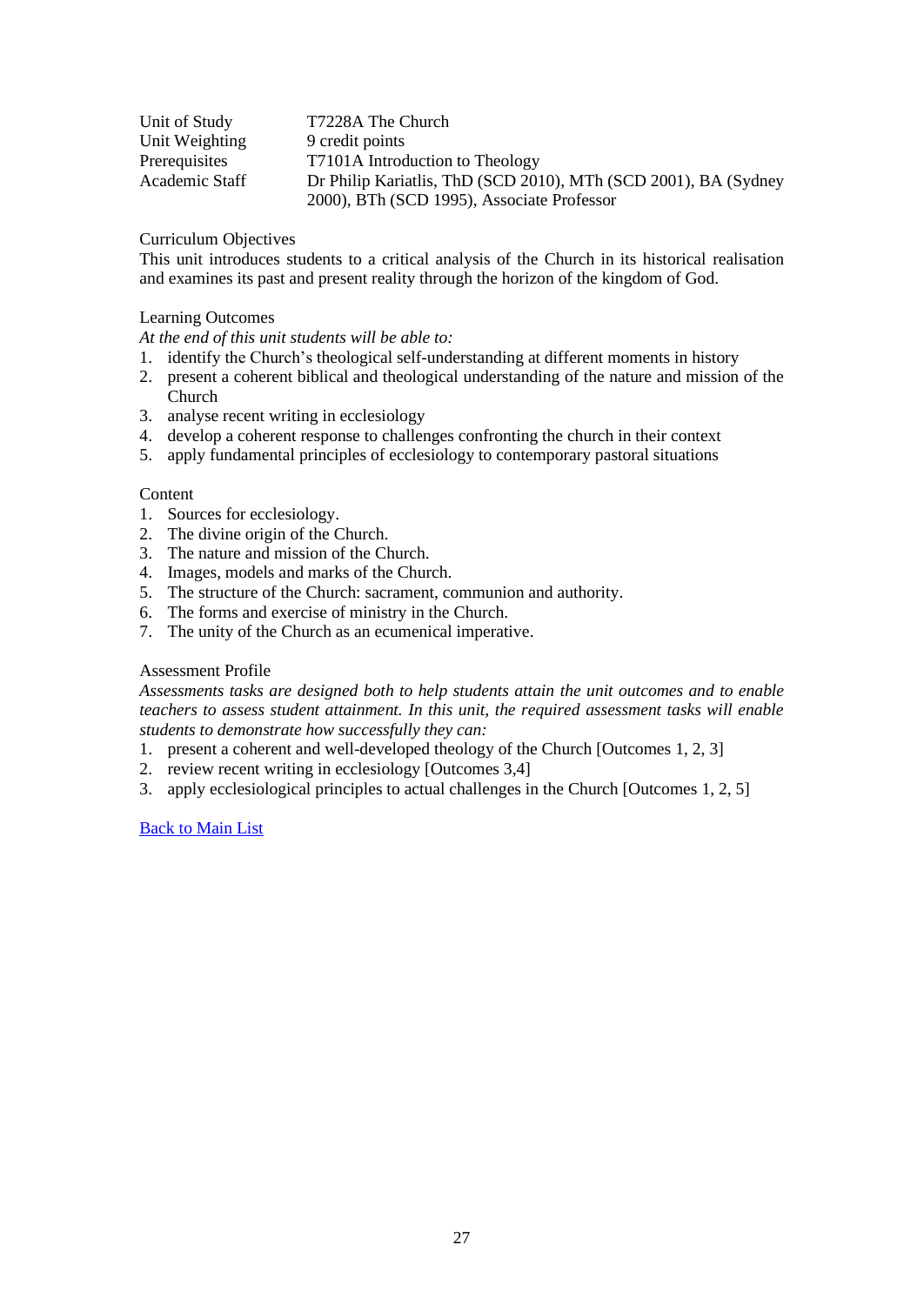| | |
|---|---|
| Unit of Study | T7228A The Church |
| Unit Weighting | 9 credit points |
| Prerequisites | T7101A Introduction to Theology |
| Academic Staff | Dr Philip Kariatlis, ThD (SCD 2010), MTh (SCD 2001), BA (Sydney 2000), BTh (SCD 1995), Associate Professor |

Curriculum Objectives

This unit introduces students to a critical analysis of the Church in its historical realisation and examines its past and present reality through the horizon of the kingdom of God.

Learning Outcomes

*At the end of this unit students will be able to:*

1. identify the Church's theological self-understanding at different moments in history
2. present a coherent biblical and theological understanding of the nature and mission of the Church
3. analyse recent writing in ecclesiology
4. develop a coherent response to challenges confronting the church in their context
5. apply fundamental principles of ecclesiology to contemporary pastoral situations

Content

1. Sources for ecclesiology.
2. The divine origin of the Church.
3. The nature and mission of the Church.
4. Images, models and marks of the Church.
5. The structure of the Church: sacrament, communion and authority.
6. The forms and exercise of ministry in the Church.
7. The unity of the Church as an ecumenical imperative.

Assessment Profile

*Assessments tasks are designed both to help students attain the unit outcomes and to enable teachers to assess student attainment. In this unit, the required assessment tasks will enable students to demonstrate how successfully they can:*

1. present a coherent and well-developed theology of the Church [Outcomes 1, 2, 3]
2. review recent writing in ecclesiology [Outcomes 3,4]
3. apply ecclesiological principles to actual challenges in the Church [Outcomes 1, 2, 5]

Back to Main List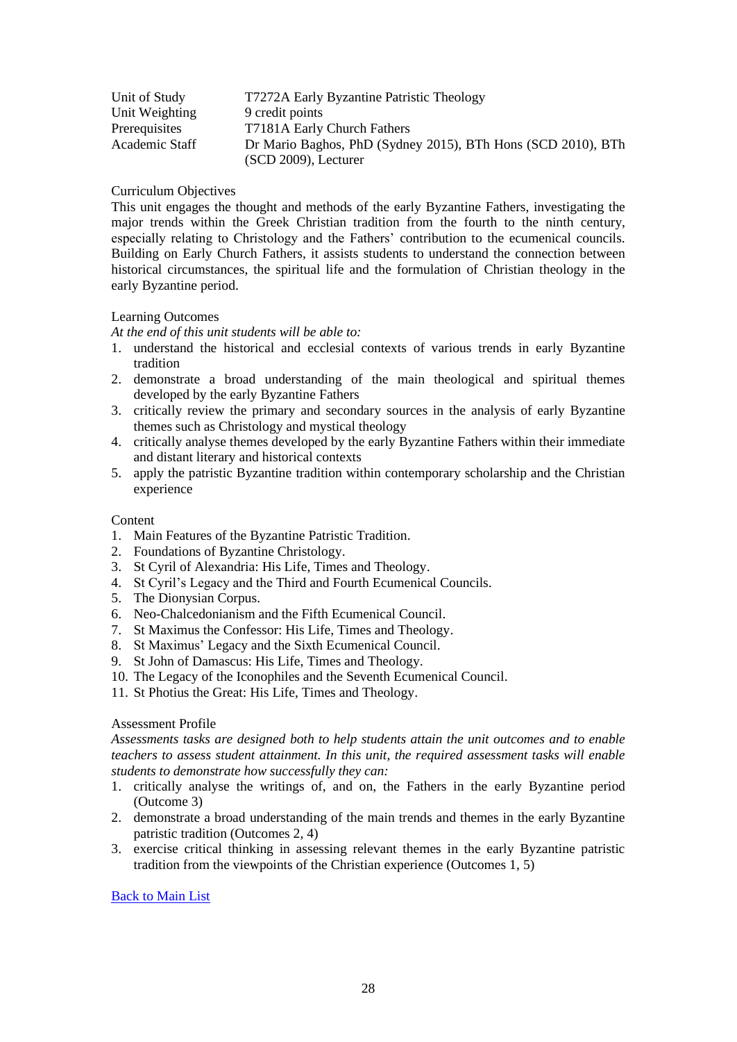| | |
|---|---|
| Unit of Study | T7272A Early Byzantine Patristic Theology |
| Unit Weighting | 9 credit points |
| Prerequisites | T7181A Early Church Fathers |
| Academic Staff | Dr Mario Baghos, PhD (Sydney 2015), BTh Hons (SCD 2010), BTh (SCD 2009), Lecturer |

Curriculum Objectives

This unit engages the thought and methods of the early Byzantine Fathers, investigating the major trends within the Greek Christian tradition from the fourth to the ninth century, especially relating to Christology and the Fathers' contribution to the ecumenical councils. Building on Early Church Fathers, it assists students to understand the connection between historical circumstances, the spiritual life and the formulation of Christian theology in the early Byzantine period.

Learning Outcomes

*At the end of this unit students will be able to:*

1. understand the historical and ecclesial contexts of various trends in early Byzantine tradition
2. demonstrate a broad understanding of the main theological and spiritual themes developed by the early Byzantine Fathers
3. critically review the primary and secondary sources in the analysis of early Byzantine themes such as Christology and mystical theology
4. critically analyse themes developed by the early Byzantine Fathers within their immediate and distant literary and historical contexts
5. apply the patristic Byzantine tradition within contemporary scholarship and the Christian experience

Content

1. Main Features of the Byzantine Patristic Tradition.
2. Foundations of Byzantine Christology.
3. St Cyril of Alexandria: His Life, Times and Theology.
4. St Cyril's Legacy and the Third and Fourth Ecumenical Councils.
5. The Dionysian Corpus.
6. Neo-Chalcedonianism and the Fifth Ecumenical Council.
7. St Maximus the Confessor: His Life, Times and Theology.
8. St Maximus' Legacy and the Sixth Ecumenical Council.
9. St John of Damascus: His Life, Times and Theology.
10. The Legacy of the Iconophiles and the Seventh Ecumenical Council.
11. St Photius the Great: His Life, Times and Theology.

Assessment Profile

*Assessments tasks are designed both to help students attain the unit outcomes and to enable teachers to assess student attainment. In this unit, the required assessment tasks will enable students to demonstrate how successfully they can:*

1. critically analyse the writings of, and on, the Fathers in the early Byzantine period (Outcome 3)
2. demonstrate a broad understanding of the main trends and themes in the early Byzantine patristic tradition (Outcomes 2, 4)
3. exercise critical thinking in assessing relevant themes in the early Byzantine patristic tradition from the viewpoints of the Christian experience (Outcomes 1, 5)

Back to Main List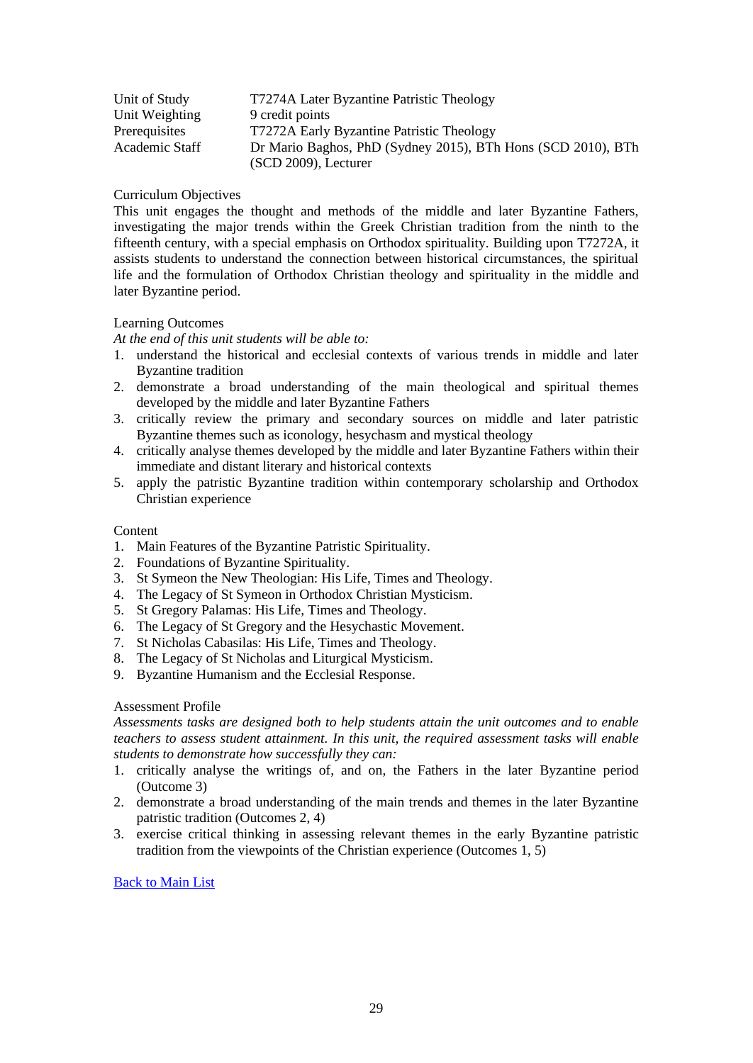| | |
|---|---|
| Unit of Study | T7274A Later Byzantine Patristic Theology |
| Unit Weighting | 9 credit points |
| Prerequisites | T7272A Early Byzantine Patristic Theology |
| Academic Staff | Dr Mario Baghos, PhD (Sydney 2015), BTh Hons (SCD 2010), BTh (SCD 2009), Lecturer |

Curriculum Objectives

This unit engages the thought and methods of the middle and later Byzantine Fathers, investigating the major trends within the Greek Christian tradition from the ninth to the fifteenth century, with a special emphasis on Orthodox spirituality. Building upon T7272A, it assists students to understand the connection between historical circumstances, the spiritual life and the formulation of Orthodox Christian theology and spirituality in the middle and later Byzantine period.

Learning Outcomes

*At the end of this unit students will be able to:*

1. understand the historical and ecclesial contexts of various trends in middle and later Byzantine tradition
2. demonstrate a broad understanding of the main theological and spiritual themes developed by the middle and later Byzantine Fathers
3. critically review the primary and secondary sources on middle and later patristic Byzantine themes such as iconology, hesychasm and mystical theology
4. critically analyse themes developed by the middle and later Byzantine Fathers within their immediate and distant literary and historical contexts
5. apply the patristic Byzantine tradition within contemporary scholarship and Orthodox Christian experience

Content

1. Main Features of the Byzantine Patristic Spirituality.
2. Foundations of Byzantine Spirituality.
3. St Symeon the New Theologian: His Life, Times and Theology.
4. The Legacy of St Symeon in Orthodox Christian Mysticism.
5. St Gregory Palamas: His Life, Times and Theology.
6. The Legacy of St Gregory and the Hesychastic Movement.
7. St Nicholas Cabasilas: His Life, Times and Theology.
8. The Legacy of St Nicholas and Liturgical Mysticism.
9. Byzantine Humanism and the Ecclesial Response.

Assessment Profile

*Assessments tasks are designed both to help students attain the unit outcomes and to enable teachers to assess student attainment. In this unit, the required assessment tasks will enable students to demonstrate how successfully they can:*

1. critically analyse the writings of, and on, the Fathers in the later Byzantine period (Outcome 3)
2. demonstrate a broad understanding of the main trends and themes in the later Byzantine patristic tradition (Outcomes 2, 4)
3. exercise critical thinking in assessing relevant themes in the early Byzantine patristic tradition from the viewpoints of the Christian experience (Outcomes 1, 5)

Back to Main List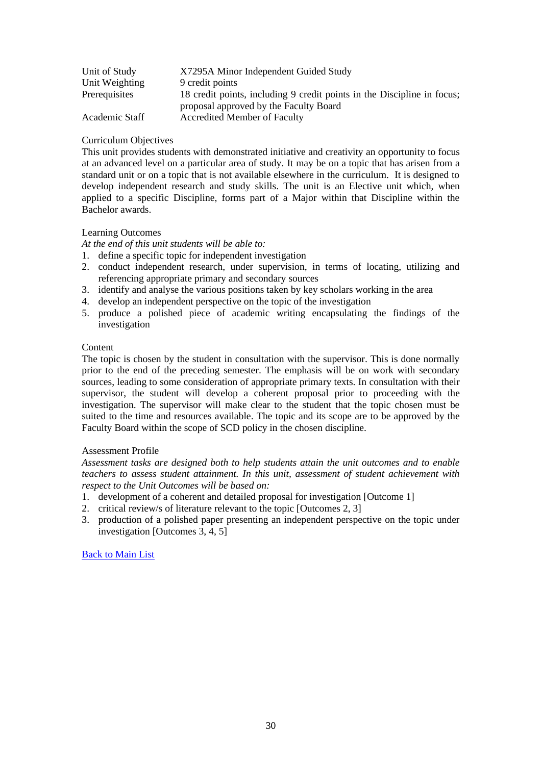| | |
|---|---|
| Unit of Study | X7295A Minor Independent Guided Study |
| Unit Weighting | 9 credit points |
| Prerequisites | 18 credit points, including 9 credit points in the Discipline in focus; proposal approved by the Faculty Board |
| Academic Staff | Accredited Member of Faculty |

Curriculum Objectives

This unit provides students with demonstrated initiative and creativity an opportunity to focus at an advanced level on a particular area of study. It may be on a topic that has arisen from a standard unit or on a topic that is not available elsewhere in the curriculum. It is designed to develop independent research and study skills. The unit is an Elective unit which, when applied to a specific Discipline, forms part of a Major within that Discipline within the Bachelor awards.

Learning Outcomes

*At the end of this unit students will be able to:*

1. define a specific topic for independent investigation
2. conduct independent research, under supervision, in terms of locating, utilizing and referencing appropriate primary and secondary sources
3. identify and analyse the various positions taken by key scholars working in the area
4. develop an independent perspective on the topic of the investigation
5. produce a polished piece of academic writing encapsulating the findings of the investigation

Content

The topic is chosen by the student in consultation with the supervisor. This is done normally prior to the end of the preceding semester. The emphasis will be on work with secondary sources, leading to some consideration of appropriate primary texts. In consultation with their supervisor, the student will develop a coherent proposal prior to proceeding with the investigation. The supervisor will make clear to the student that the topic chosen must be suited to the time and resources available. The topic and its scope are to be approved by the Faculty Board within the scope of SCD policy in the chosen discipline.

Assessment Profile

*Assessment tasks are designed both to help students attain the unit outcomes and to enable teachers to assess student attainment. In this unit, assessment of student achievement with respect to the Unit Outcomes will be based on:*

1. development of a coherent and detailed proposal for investigation [Outcome 1]
2. critical review/s of literature relevant to the topic [Outcomes 2, 3]
3. production of a polished paper presenting an independent perspective on the topic under investigation [Outcomes 3, 4, 5]

Back to Main List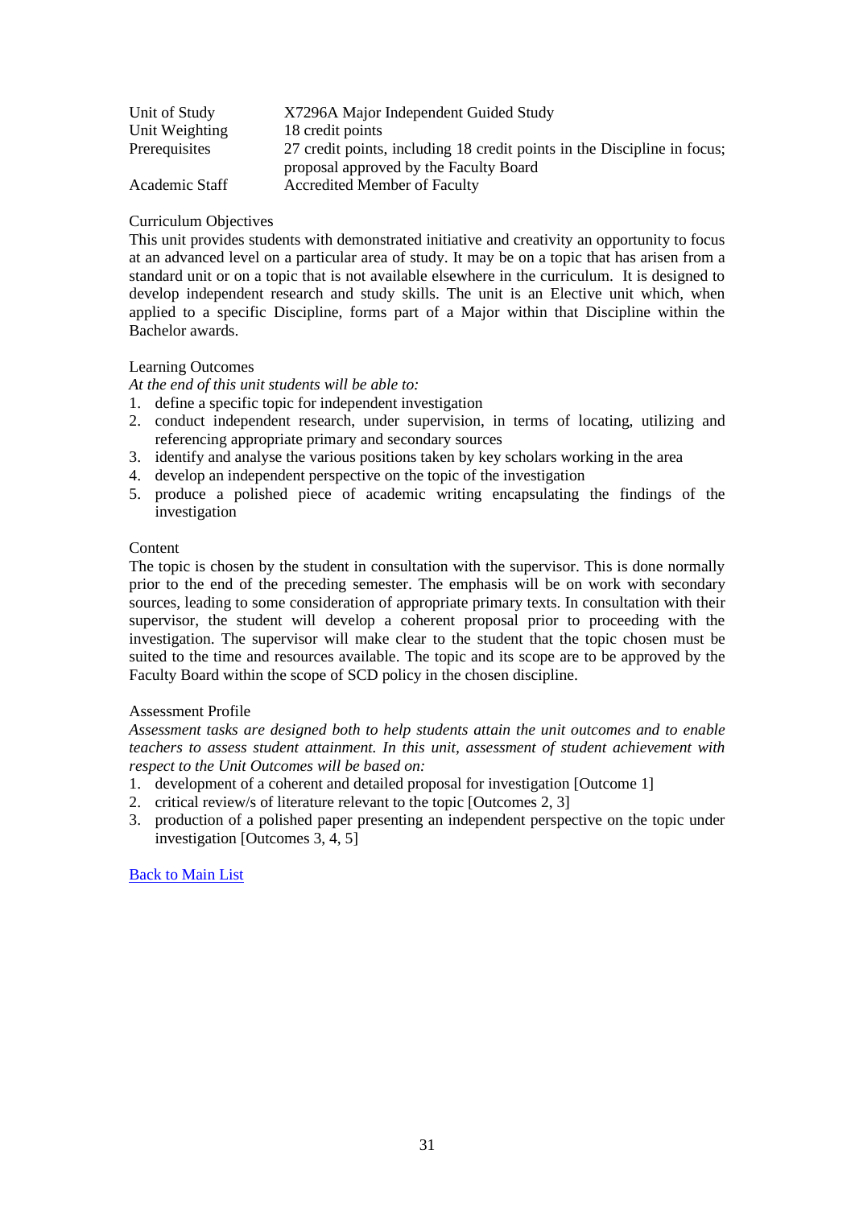| | |
|---|---|
| Unit of Study | X7296A Major Independent Guided Study |
| Unit Weighting | 18 credit points |
| Prerequisites | 27 credit points, including 18 credit points in the Discipline in focus; proposal approved by the Faculty Board |
| Academic Staff | Accredited Member of Faculty |

Curriculum Objectives

This unit provides students with demonstrated initiative and creativity an opportunity to focus at an advanced level on a particular area of study. It may be on a topic that has arisen from a standard unit or on a topic that is not available elsewhere in the curriculum. It is designed to develop independent research and study skills. The unit is an Elective unit which, when applied to a specific Discipline, forms part of a Major within that Discipline within the Bachelor awards.

Learning Outcomes

*At the end of this unit students will be able to:*

1. define a specific topic for independent investigation
2. conduct independent research, under supervision, in terms of locating, utilizing and referencing appropriate primary and secondary sources
3. identify and analyse the various positions taken by key scholars working in the area
4. develop an independent perspective on the topic of the investigation
5. produce a polished piece of academic writing encapsulating the findings of the investigation

Content

The topic is chosen by the student in consultation with the supervisor. This is done normally prior to the end of the preceding semester. The emphasis will be on work with secondary sources, leading to some consideration of appropriate primary texts. In consultation with their supervisor, the student will develop a coherent proposal prior to proceeding with the investigation. The supervisor will make clear to the student that the topic chosen must be suited to the time and resources available. The topic and its scope are to be approved by the Faculty Board within the scope of SCD policy in the chosen discipline.

Assessment Profile

*Assessment tasks are designed both to help students attain the unit outcomes and to enable teachers to assess student attainment. In this unit, assessment of student achievement with respect to the Unit Outcomes will be based on:*

1. development of a coherent and detailed proposal for investigation [Outcome 1]
2. critical review/s of literature relevant to the topic [Outcomes 2, 3]
3. production of a polished paper presenting an independent perspective on the topic under investigation [Outcomes 3, 4, 5]

Back to Main List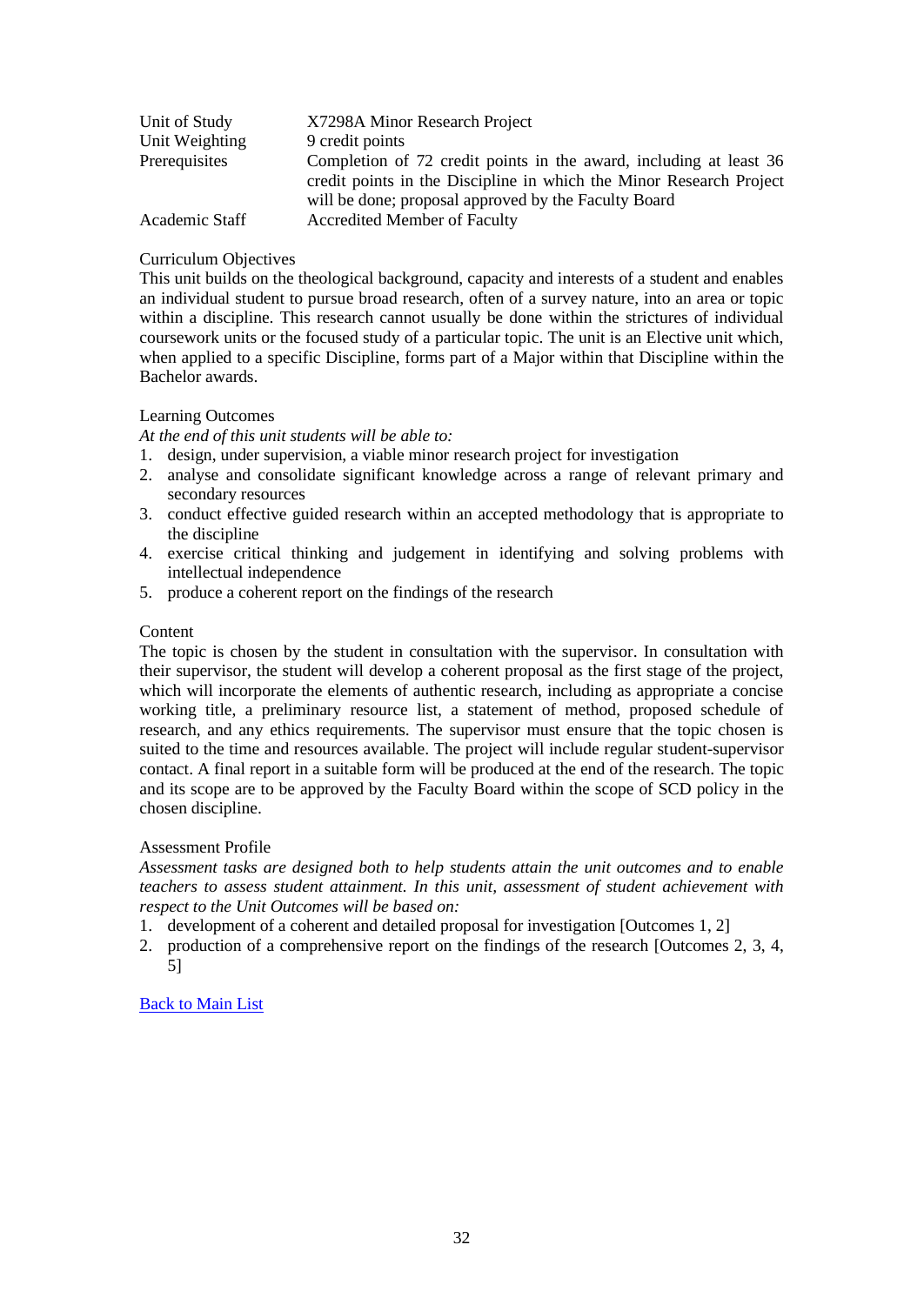| | |
|---|---|
| Unit of Study | X7298A Minor Research Project |
| Unit Weighting | 9 credit points |
| Prerequisites | Completion of 72 credit points in the award, including at least 36 credit points in the Discipline in which the Minor Research Project will be done; proposal approved by the Faculty Board |
| Academic Staff | Accredited Member of Faculty |

Curriculum Objectives

This unit builds on the theological background, capacity and interests of a student and enables an individual student to pursue broad research, often of a survey nature, into an area or topic within a discipline. This research cannot usually be done within the strictures of individual coursework units or the focused study of a particular topic. The unit is an Elective unit which, when applied to a specific Discipline, forms part of a Major within that Discipline within the Bachelor awards.

Learning Outcomes

*At the end of this unit students will be able to:*

1. design, under supervision, a viable minor research project for investigation
2. analyse and consolidate significant knowledge across a range of relevant primary and secondary resources
3. conduct effective guided research within an accepted methodology that is appropriate to the discipline
4. exercise critical thinking and judgement in identifying and solving problems with intellectual independence
5. produce a coherent report on the findings of the research

Content

The topic is chosen by the student in consultation with the supervisor. In consultation with their supervisor, the student will develop a coherent proposal as the first stage of the project, which will incorporate the elements of authentic research, including as appropriate a concise working title, a preliminary resource list, a statement of method, proposed schedule of research, and any ethics requirements. The supervisor must ensure that the topic chosen is suited to the time and resources available. The project will include regular student-supervisor contact. A final report in a suitable form will be produced at the end of the research. The topic and its scope are to be approved by the Faculty Board within the scope of SCD policy in the chosen discipline.

Assessment Profile

*Assessment tasks are designed both to help students attain the unit outcomes and to enable teachers to assess student attainment. In this unit, assessment of student achievement with respect to the Unit Outcomes will be based on:*

1. development of a coherent and detailed proposal for investigation [Outcomes 1, 2]
2. production of a comprehensive report on the findings of the research [Outcomes 2, 3, 4, 5]

Back to Main List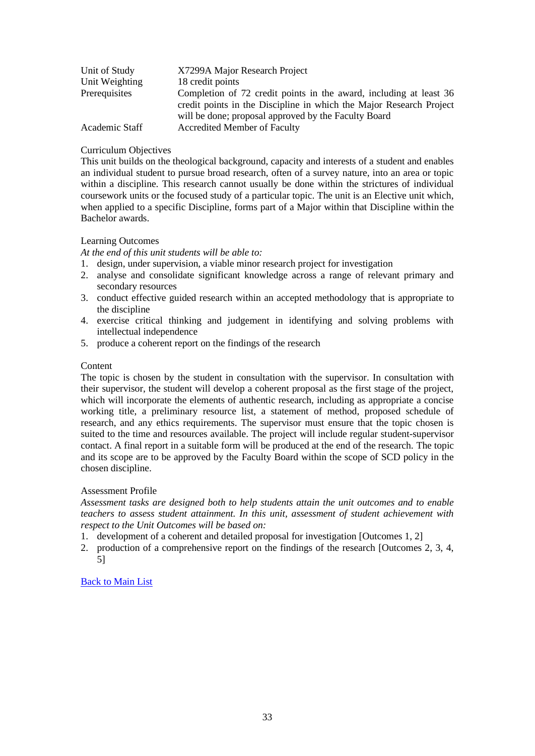| | |
|---|---|
| Unit of Study | X7299A Major Research Project |
| Unit Weighting | 18 credit points |
| Prerequisites | Completion of 72 credit points in the award, including at least 36 credit points in the Discipline in which the Major Research Project will be done; proposal approved by the Faculty Board |
| Academic Staff | Accredited Member of Faculty |

Curriculum Objectives

This unit builds on the theological background, capacity and interests of a student and enables an individual student to pursue broad research, often of a survey nature, into an area or topic within a discipline. This research cannot usually be done within the strictures of individual coursework units or the focused study of a particular topic. The unit is an Elective unit which, when applied to a specific Discipline, forms part of a Major within that Discipline within the Bachelor awards.

Learning Outcomes

*At the end of this unit students will be able to:*

1. design, under supervision, a viable minor research project for investigation
2. analyse and consolidate significant knowledge across a range of relevant primary and secondary resources
3. conduct effective guided research within an accepted methodology that is appropriate to the discipline
4. exercise critical thinking and judgement in identifying and solving problems with intellectual independence
5. produce a coherent report on the findings of the research

Content

The topic is chosen by the student in consultation with the supervisor. In consultation with their supervisor, the student will develop a coherent proposal as the first stage of the project, which will incorporate the elements of authentic research, including as appropriate a concise working title, a preliminary resource list, a statement of method, proposed schedule of research, and any ethics requirements. The supervisor must ensure that the topic chosen is suited to the time and resources available. The project will include regular student-supervisor contact. A final report in a suitable form will be produced at the end of the research. The topic and its scope are to be approved by the Faculty Board within the scope of SCD policy in the chosen discipline.

Assessment Profile

*Assessment tasks are designed both to help students attain the unit outcomes and to enable teachers to assess student attainment. In this unit, assessment of student achievement with respect to the Unit Outcomes will be based on:*

1. development of a coherent and detailed proposal for investigation [Outcomes 1, 2]
2. production of a comprehensive report on the findings of the research [Outcomes 2, 3, 4, 5]

Back to Main List